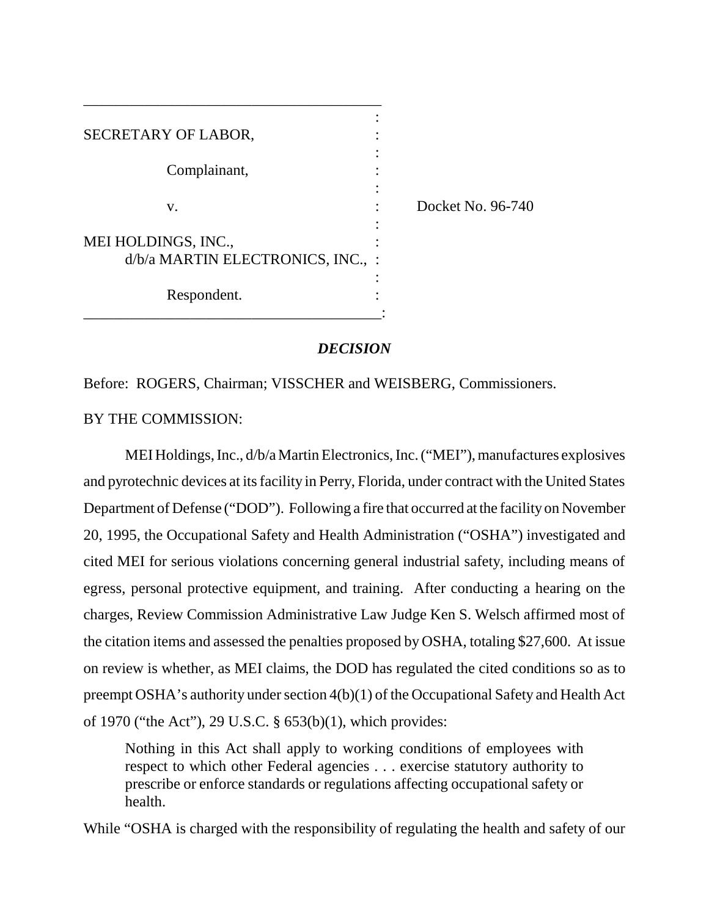SECRETARY OF LABOR,

Complainant,

v.

MEI HOLDINGS, INC.,
d/b/a MARTIN ELECTRONICS, INC.,

Respondent.

Docket No. 96-740

## *DECISION*

Before: ROGERS, Chairman; VISSCHER and WEISBERG, Commissioners.

BY THE COMMISSION:

MEI Holdings, Inc., d/b/a Martin Electronics, Inc. ("MEI"), manufactures explosives and pyrotechnic devices at its facility in Perry, Florida, under contract with the United States Department of Defense ("DOD"). Following a fire that occurred at the facility on November 20, 1995, the Occupational Safety and Health Administration ("OSHA") investigated and cited MEI for serious violations concerning general industrial safety, including means of egress, personal protective equipment, and training. After conducting a hearing on the charges, Review Commission Administrative Law Judge Ken S. Welsch affirmed most of the citation items and assessed the penalties proposed by OSHA, totaling $27,600. At issue on review is whether, as MEI claims, the DOD has regulated the cited conditions so as to preempt OSHA's authority under section 4(b)(1) of the Occupational Safety and Health Act of 1970 ("the Act"), 29 U.S.C. § 653(b)(1), which provides:

> Nothing in this Act shall apply to working conditions of employees with respect to which other Federal agencies . . . exercise statutory authority to prescribe or enforce standards or regulations affecting occupational safety or health.

While "OSHA is charged with the responsibility of regulating the health and safety of our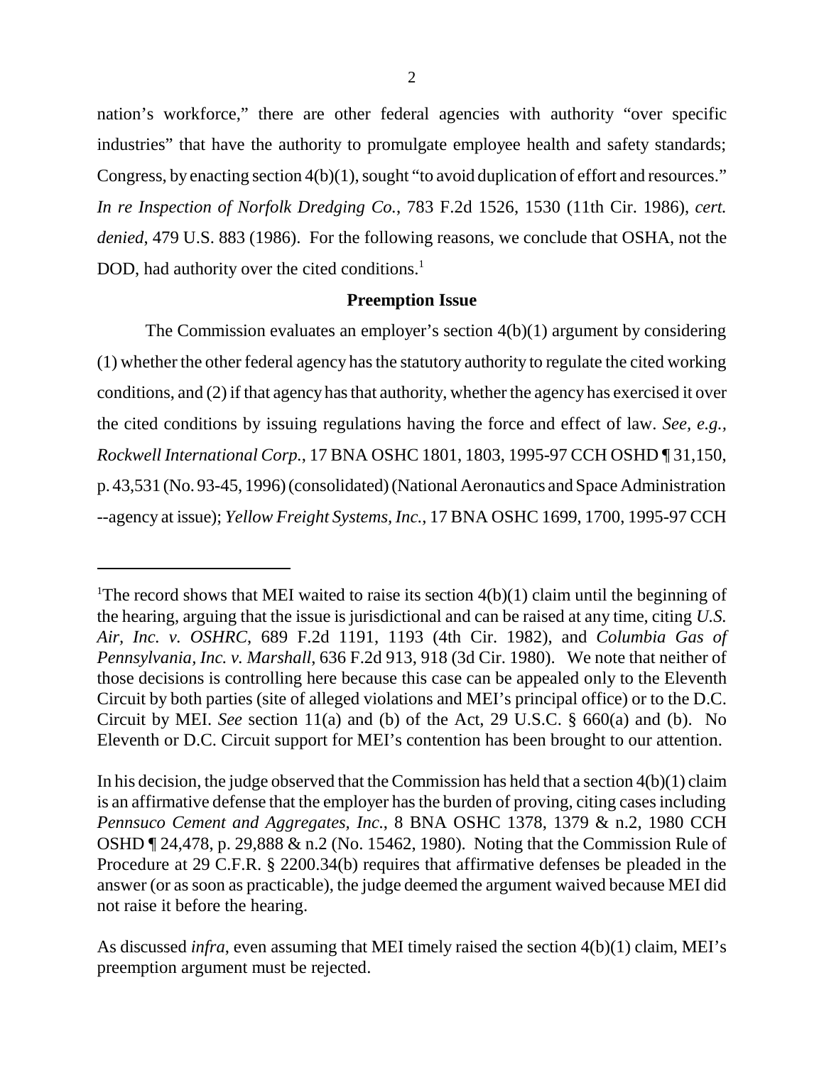nation's workforce," there are other federal agencies with authority "over specific industries" that have the authority to promulgate employee health and safety standards; Congress, by enacting section 4(b)(1), sought "to avoid duplication of effort and resources." *In re Inspection of Norfolk Dredging Co.*, 783 F.2d 1526, 1530 (11th Cir. 1986), *cert. denied*, 479 U.S. 883 (1986). For the following reasons, we conclude that OSHA, not the DOD, had authority over the cited conditions.[1]

## Preemption Issue

The Commission evaluates an employer's section 4(b)(1) argument by considering (1) whether the other federal agency has the statutory authority to regulate the cited working conditions, and (2) if that agency has that authority, whether the agency has exercised it over the cited conditions by issuing regulations having the force and effect of law. *See, e.g.*, *Rockwell International Corp.*, 17 BNA OSHC 1801, 1803, 1995-97 CCH OSHD ¶ 31,150, p. 43,531 (No. 93-45, 1996) (consolidated) (National Aeronautics and Space Administration --agency at issue); *Yellow Freight Systems, Inc.*, 17 BNA OSHC 1699, 1700, 1995-97 CCH

---

[1]The record shows that MEI waited to raise its section 4(b)(1) claim until the beginning of the hearing, arguing that the issue is jurisdictional and can be raised at any time, citing *U.S. Air, Inc. v. OSHRC*, 689 F.2d 1191, 1193 (4th Cir. 1982), and *Columbia Gas of Pennsylvania, Inc. v. Marshall*, 636 F.2d 913, 918 (3d Cir. 1980). We note that neither of those decisions is controlling here because this case can be appealed only to the Eleventh Circuit by both parties (site of alleged violations and MEI's principal office) or to the D.C. Circuit by MEI. *See* section 11(a) and (b) of the Act, 29 U.S.C. § 660(a) and (b). No Eleventh or D.C. Circuit support for MEI's contention has been brought to our attention.

In his decision, the judge observed that the Commission has held that a section 4(b)(1) claim is an affirmative defense that the employer has the burden of proving, citing cases including *Pennsuco Cement and Aggregates, Inc.*, 8 BNA OSHC 1378, 1379 & n.2, 1980 CCH OSHD ¶ 24,478, p. 29,888 & n.2 (No. 15462, 1980). Noting that the Commission Rule of Procedure at 29 C.F.R. § 2200.34(b) requires that affirmative defenses be pleaded in the answer (or as soon as practicable), the judge deemed the argument waived because MEI did not raise it before the hearing.

As discussed *infra*, even assuming that MEI timely raised the section 4(b)(1) claim, MEI's preemption argument must be rejected.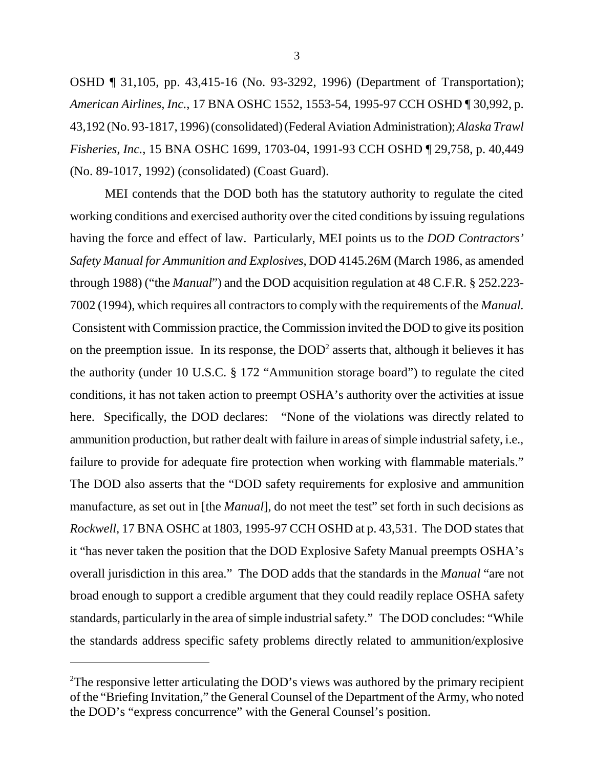OSHD ¶ 31,105, pp. 43,415-16 (No. 93-3292, 1996) (Department of Transportation); *American Airlines, Inc.*, 17 BNA OSHC 1552, 1553-54, 1995-97 CCH OSHD ¶ 30,992, p. 43,192 (No. 93-1817, 1996) (consolidated) (Federal Aviation Administration); *Alaska Trawl Fisheries, Inc.*, 15 BNA OSHC 1699, 1703-04, 1991-93 CCH OSHD ¶ 29,758, p. 40,449 (No. 89-1017, 1992) (consolidated) (Coast Guard).

MEI contends that the DOD both has the statutory authority to regulate the cited working conditions and exercised authority over the cited conditions by issuing regulations having the force and effect of law. Particularly, MEI points us to the *DOD Contractors' Safety Manual for Ammunition and Explosives*, DOD 4145.26M (March 1986, as amended through 1988) ("the *Manual*") and the DOD acquisition regulation at 48 C.F.R. § 252.223-7002 (1994), which requires all contractors to comply with the requirements of the *Manual.* Consistent with Commission practice, the Commission invited the DOD to give its position on the preemption issue. In its response, the DOD[2] asserts that, although it believes it has the authority (under 10 U.S.C. § 172 "Ammunition storage board") to regulate the cited conditions, it has not taken action to preempt OSHA's authority over the activities at issue here. Specifically, the DOD declares: "None of the violations was directly related to ammunition production, but rather dealt with failure in areas of simple industrial safety, i.e., failure to provide for adequate fire protection when working with flammable materials." The DOD also asserts that the "DOD safety requirements for explosive and ammunition manufacture, as set out in [the *Manual*], do not meet the test" set forth in such decisions as *Rockwell*, 17 BNA OSHC at 1803, 1995-97 CCH OSHD at p. 43,531. The DOD states that it "has never taken the position that the DOD Explosive Safety Manual preempts OSHA's overall jurisdiction in this area." The DOD adds that the standards in the *Manual* "are not broad enough to support a credible argument that they could readily replace OSHA safety standards, particularly in the area of simple industrial safety." The DOD concludes: "While the standards address specific safety problems directly related to ammunition/explosive

---

[2]The responsive letter articulating the DOD's views was authored by the primary recipient of the "Briefing Invitation," the General Counsel of the Department of the Army, who noted the DOD's "express concurrence" with the General Counsel's position.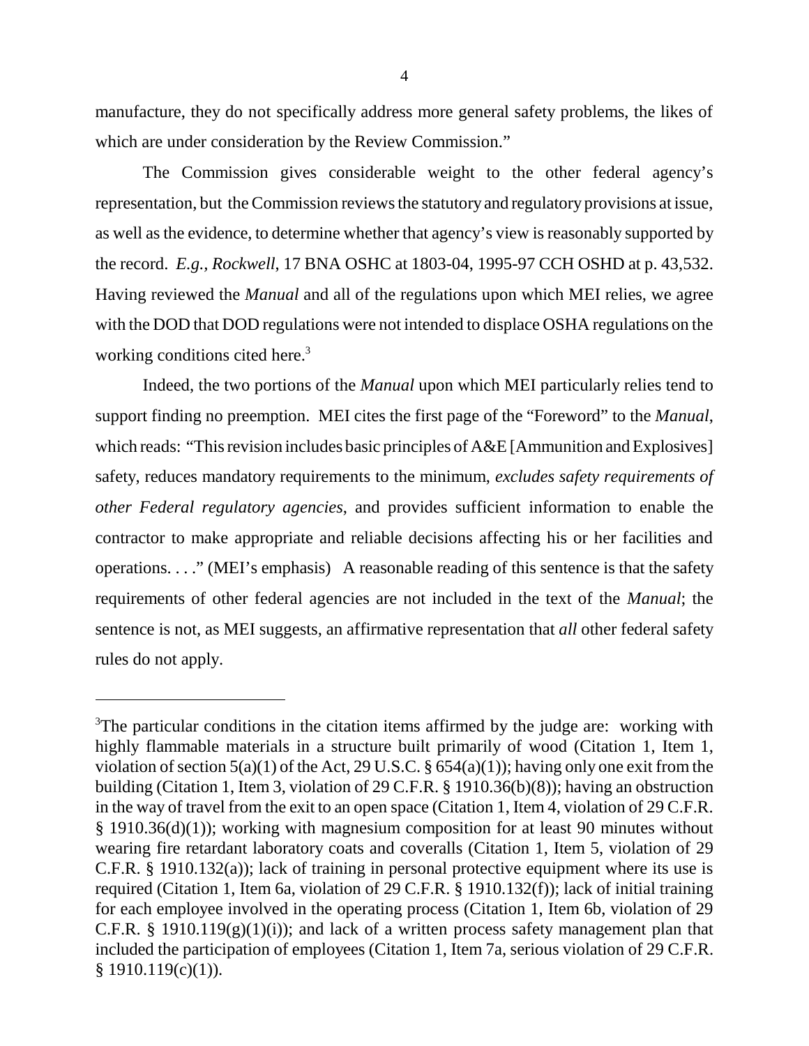manufacture, they do not specifically address more general safety problems, the likes of which are under consideration by the Review Commission."

The Commission gives considerable weight to the other federal agency's representation, but the Commission reviews the statutory and regulatory provisions at issue, as well as the evidence, to determine whether that agency's view is reasonably supported by the record. *E.g.*, *Rockwell*, 17 BNA OSHC at 1803-04, 1995-97 CCH OSHD at p. 43,532. Having reviewed the *Manual* and all of the regulations upon which MEI relies, we agree with the DOD that DOD regulations were not intended to displace OSHA regulations on the working conditions cited here.[3]

Indeed, the two portions of the *Manual* upon which MEI particularly relies tend to support finding no preemption. MEI cites the first page of the "Foreword" to the *Manual*, which reads: "This revision includes basic principles of A&E [Ammunition and Explosives] safety, reduces mandatory requirements to the minimum, *excludes safety requirements of other Federal regulatory agencies*, and provides sufficient information to enable the contractor to make appropriate and reliable decisions affecting his or her facilities and operations. . . ." (MEI's emphasis) A reasonable reading of this sentence is that the safety requirements of other federal agencies are not included in the text of the *Manual*; the sentence is not, as MEI suggests, an affirmative representation that *all* other federal safety rules do not apply.

---

[3]The particular conditions in the citation items affirmed by the judge are: working with highly flammable materials in a structure built primarily of wood (Citation 1, Item 1, violation of section 5(a)(1) of the Act, 29 U.S.C. § 654(a)(1)); having only one exit from the building (Citation 1, Item 3, violation of 29 C.F.R. § 1910.36(b)(8)); having an obstruction in the way of travel from the exit to an open space (Citation 1, Item 4, violation of 29 C.F.R. § 1910.36(d)(1)); working with magnesium composition for at least 90 minutes without wearing fire retardant laboratory coats and coveralls (Citation 1, Item 5, violation of 29 C.F.R. § 1910.132(a)); lack of training in personal protective equipment where its use is required (Citation 1, Item 6a, violation of 29 C.F.R. § 1910.132(f)); lack of initial training for each employee involved in the operating process (Citation 1, Item 6b, violation of 29 C.F.R. § 1910.119(g)(1)(i)); and lack of a written process safety management plan that included the participation of employees (Citation 1, Item 7a, serious violation of 29 C.F.R. § 1910.119(c)(1)).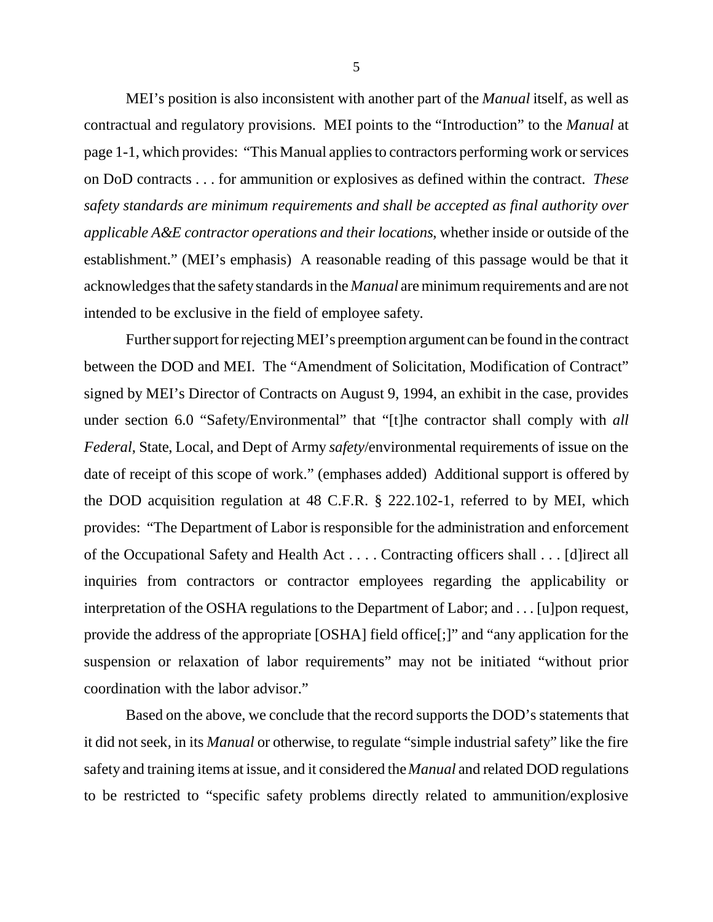MEI's position is also inconsistent with another part of the *Manual* itself, as well as contractual and regulatory provisions. MEI points to the "Introduction" to the *Manual* at page 1-1, which provides: "This Manual applies to contractors performing work or services on DoD contracts . . . for ammunition or explosives as defined within the contract. *These safety standards are minimum requirements and shall be accepted as final authority over applicable A&E contractor operations and their locations*, whether inside or outside of the establishment." (MEI's emphasis) A reasonable reading of this passage would be that it acknowledges that the safety standards in the *Manual* are minimum requirements and are not intended to be exclusive in the field of employee safety.

Further support for rejecting MEI's preemption argument can be found in the contract between the DOD and MEI. The "Amendment of Solicitation, Modification of Contract" signed by MEI's Director of Contracts on August 9, 1994, an exhibit in the case, provides under section 6.0 "Safety/Environmental" that "[t]he contractor shall comply with *all Federal*, State, Local, and Dept of Army *safety*/environmental requirements of issue on the date of receipt of this scope of work." (emphases added) Additional support is offered by the DOD acquisition regulation at 48 C.F.R. § 222.102-1, referred to by MEI, which provides: "The Department of Labor is responsible for the administration and enforcement of the Occupational Safety and Health Act . . . . Contracting officers shall . . . [d]irect all inquiries from contractors or contractor employees regarding the applicability or interpretation of the OSHA regulations to the Department of Labor; and . . . [u]pon request, provide the address of the appropriate [OSHA] field office[;]" and "any application for the suspension or relaxation of labor requirements" may not be initiated "without prior coordination with the labor advisor."

Based on the above, we conclude that the record supports the DOD's statements that it did not seek, in its *Manual* or otherwise, to regulate "simple industrial safety" like the fire safety and training items at issue, and it considered the *Manual* and related DOD regulations to be restricted to "specific safety problems directly related to ammunition/explosive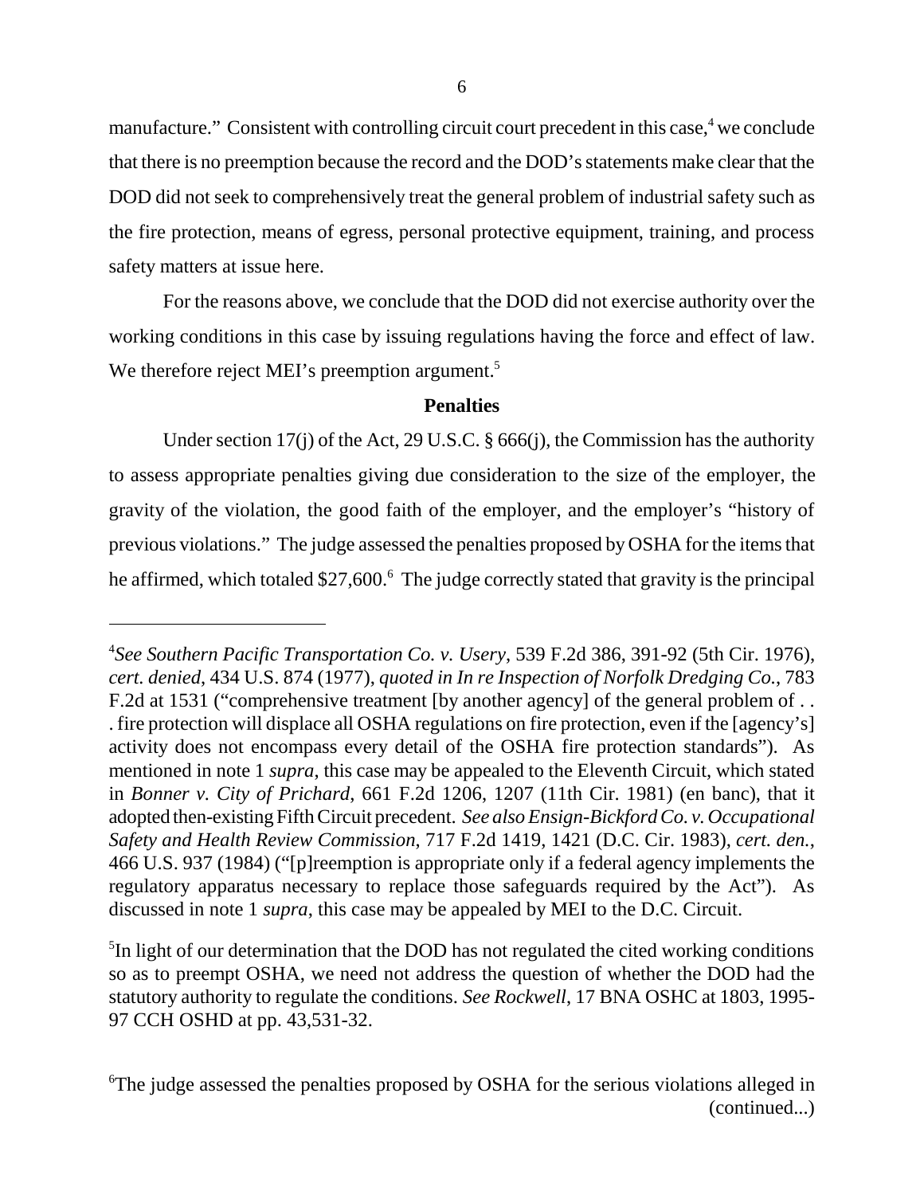manufacture." Consistent with controlling circuit court precedent in this case,[4] we conclude that there is no preemption because the record and the DOD's statements make clear that the DOD did not seek to comprehensively treat the general problem of industrial safety such as the fire protection, means of egress, personal protective equipment, training, and process safety matters at issue here.

For the reasons above, we conclude that the DOD did not exercise authority over the working conditions in this case by issuing regulations having the force and effect of law. We therefore reject MEI's preemption argument.[5]

**Penalties**

Under section 17(j) of the Act, 29 U.S.C. § 666(j), the Commission has the authority to assess appropriate penalties giving due consideration to the size of the employer, the gravity of the violation, the good faith of the employer, and the employer's "history of previous violations." The judge assessed the penalties proposed by OSHA for the items that he affirmed, which totaled $27,600.[6] The judge correctly stated that gravity is the principal

---

[4]*See Southern Pacific Transportation Co. v. Usery*, 539 F.2d 386, 391-92 (5th Cir. 1976), *cert. denied*, 434 U.S. 874 (1977), *quoted in In re Inspection of Norfolk Dredging Co.*, 783 F.2d at 1531 ("comprehensive treatment [by another agency] of the general problem of . . . fire protection will displace all OSHA regulations on fire protection, even if the [agency's] activity does not encompass every detail of the OSHA fire protection standards"). As mentioned in note 1 *supra*, this case may be appealed to the Eleventh Circuit, which stated in *Bonner v. City of Prichard*, 661 F.2d 1206, 1207 (11th Cir. 1981) (en banc), that it adopted then-existing Fifth Circuit precedent. *See also Ensign-Bickford Co. v. Occupational Safety and Health Review Commission*, 717 F.2d 1419, 1421 (D.C. Cir. 1983), *cert. den.*, 466 U.S. 937 (1984) ("[p]reemption is appropriate only if a federal agency implements the regulatory apparatus necessary to replace those safeguards required by the Act"). As discussed in note 1 *supra*, this case may be appealed by MEI to the D.C. Circuit.

[5]In light of our determination that the DOD has not regulated the cited working conditions so as to preempt OSHA, we need not address the question of whether the DOD had the statutory authority to regulate the conditions. *See Rockwell*, 17 BNA OSHC at 1803, 1995-97 CCH OSHD at pp. 43,531-32.

[6]The judge assessed the penalties proposed by OSHA for the serious violations alleged in (continued...)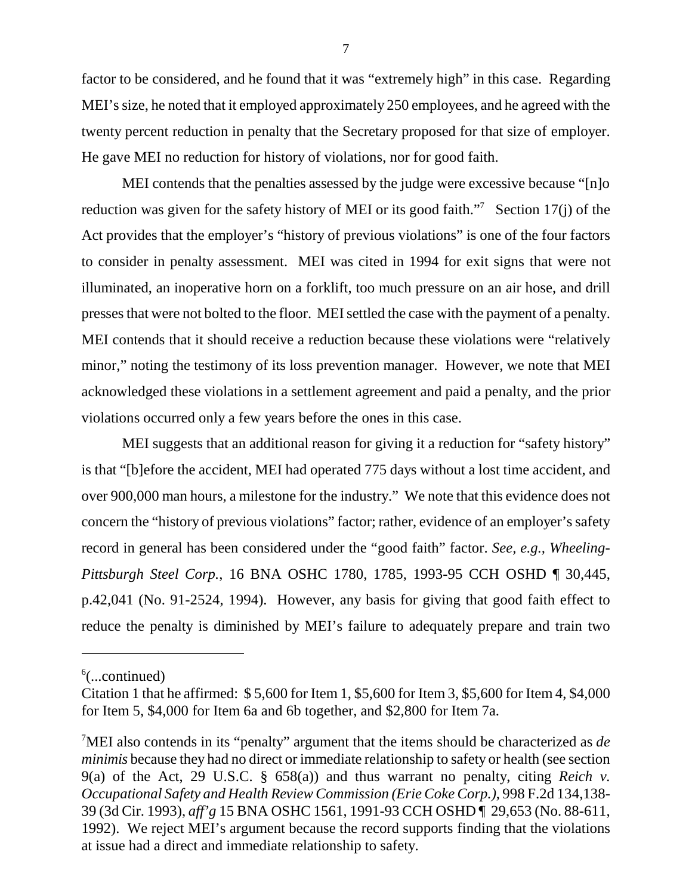factor to be considered, and he found that it was "extremely high" in this case. Regarding MEI's size, he noted that it employed approximately 250 employees, and he agreed with the twenty percent reduction in penalty that the Secretary proposed for that size of employer. He gave MEI no reduction for history of violations, nor for good faith.

MEI contends that the penalties assessed by the judge were excessive because "[n]o reduction was given for the safety history of MEI or its good faith."[7] Section 17(j) of the Act provides that the employer's "history of previous violations" is one of the four factors to consider in penalty assessment. MEI was cited in 1994 for exit signs that were not illuminated, an inoperative horn on a forklift, too much pressure on an air hose, and drill presses that were not bolted to the floor. MEI settled the case with the payment of a penalty. MEI contends that it should receive a reduction because these violations were "relatively minor," noting the testimony of its loss prevention manager. However, we note that MEI acknowledged these violations in a settlement agreement and paid a penalty, and the prior violations occurred only a few years before the ones in this case.

MEI suggests that an additional reason for giving it a reduction for "safety history" is that "[b]efore the accident, MEI had operated 775 days without a lost time accident, and over 900,000 man hours, a milestone for the industry." We note that this evidence does not concern the "history of previous violations" factor; rather, evidence of an employer's safety record in general has been considered under the "good faith" factor. *See, e.g.*, *Wheeling-Pittsburgh Steel Corp.*, 16 BNA OSHC 1780, 1785, 1993-95 CCH OSHD ¶ 30,445, p.42,041 (No. 91-2524, 1994). However, any basis for giving that good faith effect to reduce the penalty is diminished by MEI's failure to adequately prepare and train two

---

[6](...continued)

Citation 1 that he affirmed: $ 5,600 for Item 1, $5,600 for Item 3, $5,600 for Item 4, $4,000 for Item 5, $4,000 for Item 6a and 6b together, and $2,800 for Item 7a.

[7]MEI also contends in its "penalty" argument that the items should be characterized as *de minimis* because they had no direct or immediate relationship to safety or health (see section 9(a) of the Act, 29 U.S.C. § 658(a)) and thus warrant no penalty, citing *Reich v. Occupational Safety and Health Review Commission (Erie Coke Corp.)*, 998 F.2d 134,138-39 (3d Cir. 1993), *aff'g* 15 BNA OSHC 1561, 1991-93 CCH OSHD ¶ 29,653 (No. 88-611, 1992). We reject MEI's argument because the record supports finding that the violations at issue had a direct and immediate relationship to safety.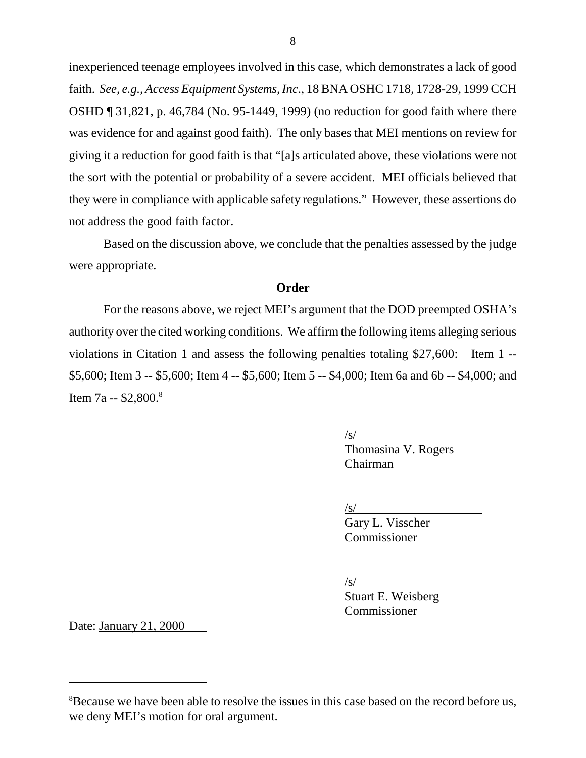inexperienced teenage employees involved in this case, which demonstrates a lack of good faith. *See, e.g., Access Equipment Systems, Inc.*, 18 BNA OSHC 1718, 1728-29, 1999 CCH OSHD ¶ 31,821, p. 46,784 (No. 95-1449, 1999) (no reduction for good faith where there was evidence for and against good faith). The only bases that MEI mentions on review for giving it a reduction for good faith is that "[a]s articulated above, these violations were not the sort with the potential or probability of a severe accident. MEI officials believed that they were in compliance with applicable safety regulations." However, these assertions do not address the good faith factor.

Based on the discussion above, we conclude that the penalties assessed by the judge were appropriate.

**Order**

For the reasons above, we reject MEI's argument that the DOD preempted OSHA's authority over the cited working conditions. We affirm the following items alleging serious violations in Citation 1 and assess the following penalties totaling $27,600: Item 1 -- $5,600; Item 3 -- $5,600; Item 4 -- $5,600; Item 5 -- $4,000; Item 6a and 6b -- $4,000; and Item 7a -- $2,800.[8]

/s/
Thomasina V. Rogers
Chairman

/s/
Gary L. Visscher
Commissioner

/s/
Stuart E. Weisberg
Commissioner

Date: January 21, 2000

---

[8]Because we have been able to resolve the issues in this case based on the record before us, we deny MEI's motion for oral argument.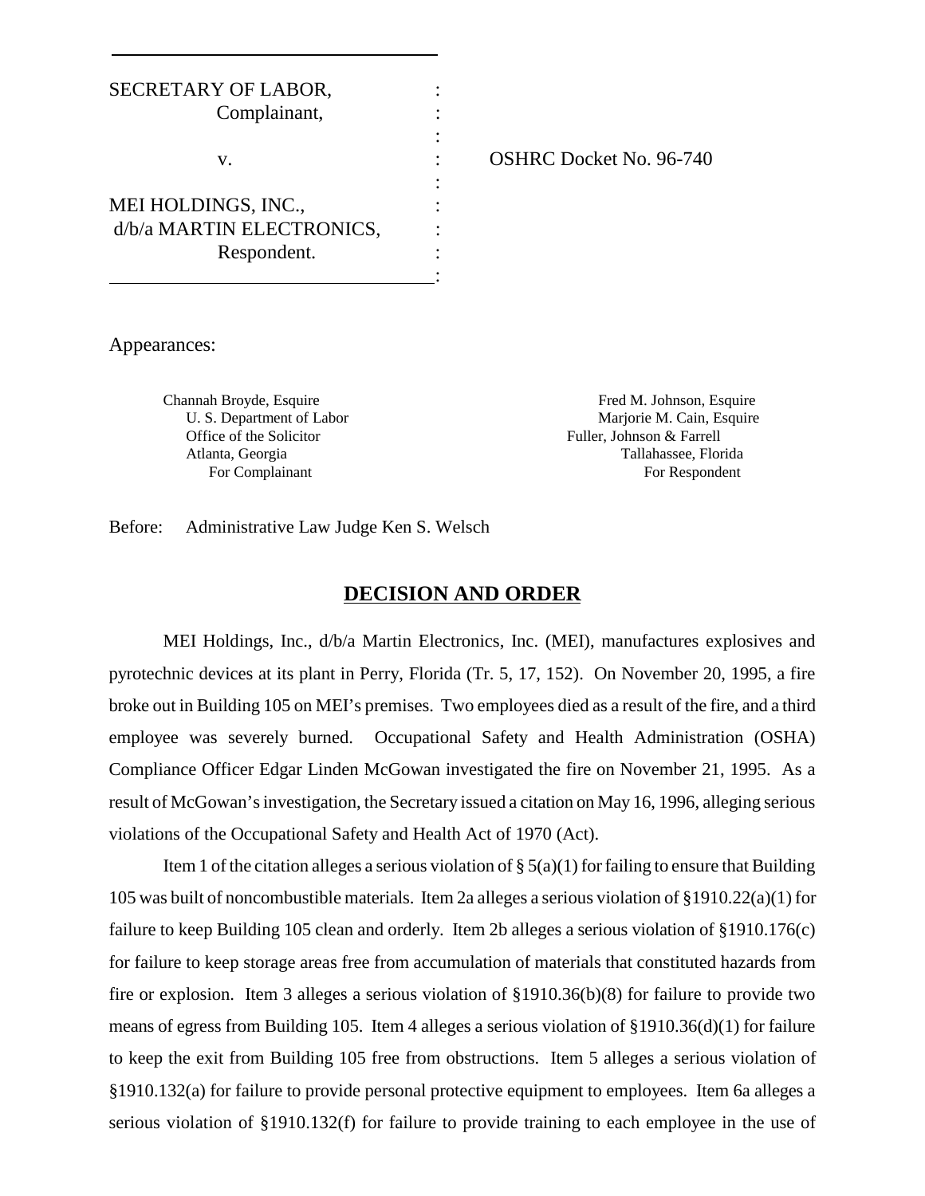SECRETARY OF LABOR,
Complainant,

v.

MEI HOLDINGS, INC.,
d/b/a MARTIN ELECTRONICS,
Respondent.

OSHRC Docket No. 96-740

Appearances:

Channah Broyde, Esquire
U. S. Department of Labor
Office of the Solicitor
Atlanta, Georgia
For Complainant

Fred M. Johnson, Esquire
Marjorie M. Cain, Esquire
Fuller, Johnson & Farrell
Tallahassee, Florida
For Respondent

Before: Administrative Law Judge Ken S. Welsch

## DECISION AND ORDER

MEI Holdings, Inc., d/b/a Martin Electronics, Inc. (MEI), manufactures explosives and pyrotechnic devices at its plant in Perry, Florida (Tr. 5, 17, 152). On November 20, 1995, a fire broke out in Building 105 on MEI's premises. Two employees died as a result of the fire, and a third employee was severely burned. Occupational Safety and Health Administration (OSHA) Compliance Officer Edgar Linden McGowan investigated the fire on November 21, 1995. As a result of McGowan's investigation, the Secretary issued a citation on May 16, 1996, alleging serious violations of the Occupational Safety and Health Act of 1970 (Act).

Item 1 of the citation alleges a serious violation of § 5(a)(1) for failing to ensure that Building 105 was built of noncombustible materials. Item 2a alleges a serious violation of §1910.22(a)(1) for failure to keep Building 105 clean and orderly. Item 2b alleges a serious violation of §1910.176(c) for failure to keep storage areas free from accumulation of materials that constituted hazards from fire or explosion. Item 3 alleges a serious violation of §1910.36(b)(8) for failure to provide two means of egress from Building 105. Item 4 alleges a serious violation of §1910.36(d)(1) for failure to keep the exit from Building 105 free from obstructions. Item 5 alleges a serious violation of §1910.132(a) for failure to provide personal protective equipment to employees. Item 6a alleges a serious violation of §1910.132(f) for failure to provide training to each employee in the use of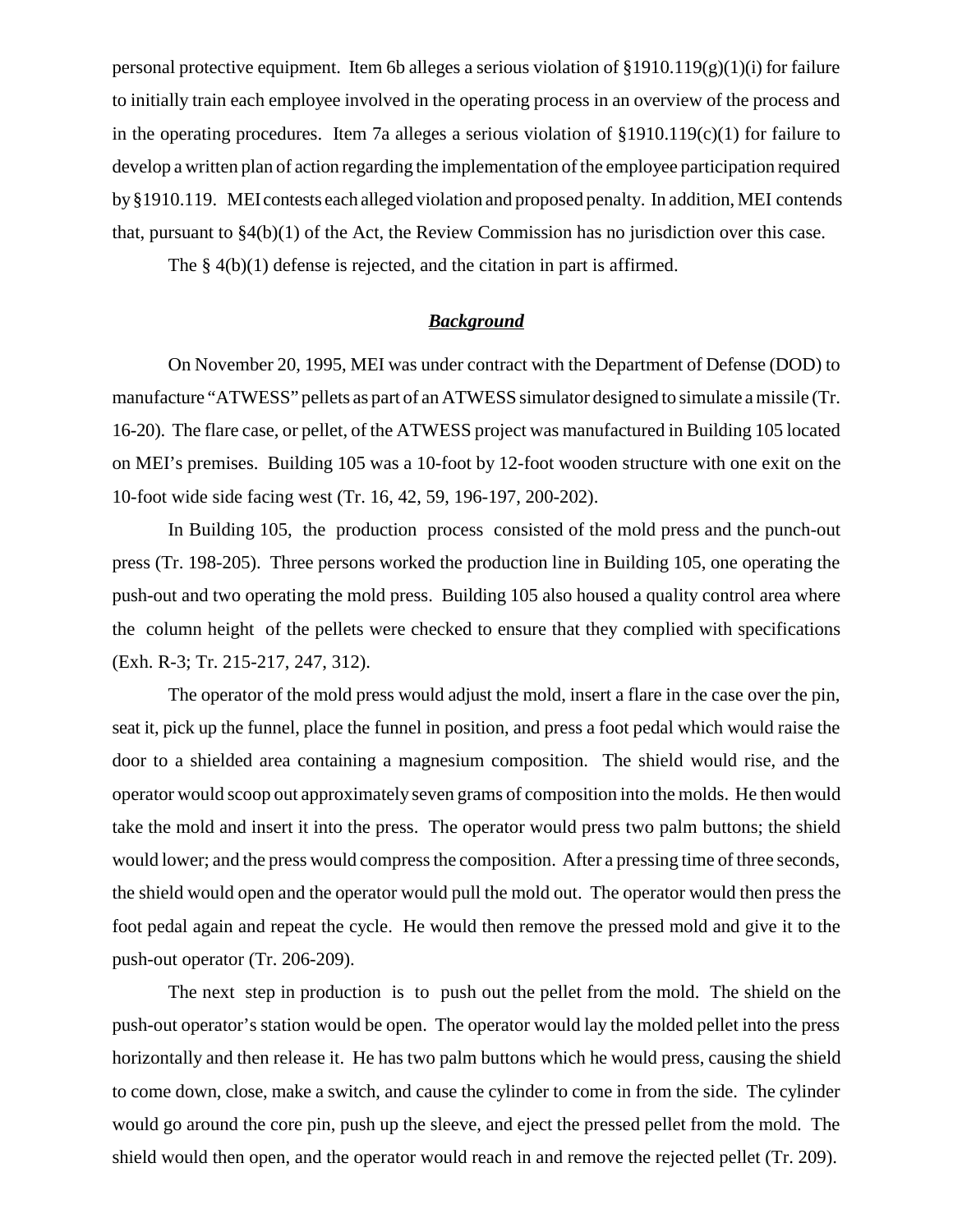personal protective equipment. Item 6b alleges a serious violation of §1910.119(g)(1)(i) for failure to initially train each employee involved in the operating process in an overview of the process and in the operating procedures. Item 7a alleges a serious violation of §1910.119(c)(1) for failure to develop a written plan of action regarding the implementation of the employee participation required by §1910.119. MEI contests each alleged violation and proposed penalty. In addition, MEI contends that, pursuant to §4(b)(1) of the Act, the Review Commission has no jurisdiction over this case.

The § 4(b)(1) defense is rejected, and the citation in part is affirmed.

## ***Background***

On November 20, 1995, MEI was under contract with the Department of Defense (DOD) to manufacture "ATWESS" pellets as part of an ATWESS simulator designed to simulate a missile (Tr. 16-20). The flare case, or pellet, of the ATWESS project was manufactured in Building 105 located on MEI's premises. Building 105 was a 10-foot by 12-foot wooden structure with one exit on the 10-foot wide side facing west (Tr. 16, 42, 59, 196-197, 200-202).

In Building 105, the production process consisted of the mold press and the punch-out press (Tr. 198-205). Three persons worked the production line in Building 105, one operating the push-out and two operating the mold press. Building 105 also housed a quality control area where the column height of the pellets were checked to ensure that they complied with specifications (Exh. R-3; Tr. 215-217, 247, 312).

The operator of the mold press would adjust the mold, insert a flare in the case over the pin, seat it, pick up the funnel, place the funnel in position, and press a foot pedal which would raise the door to a shielded area containing a magnesium composition. The shield would rise, and the operator would scoop out approximately seven grams of composition into the molds. He then would take the mold and insert it into the press. The operator would press two palm buttons; the shield would lower; and the press would compress the composition. After a pressing time of three seconds, the shield would open and the operator would pull the mold out. The operator would then press the foot pedal again and repeat the cycle. He would then remove the pressed mold and give it to the push-out operator (Tr. 206-209).

The next step in production is to push out the pellet from the mold. The shield on the push-out operator's station would be open. The operator would lay the molded pellet into the press horizontally and then release it. He has two palm buttons which he would press, causing the shield to come down, close, make a switch, and cause the cylinder to come in from the side. The cylinder would go around the core pin, push up the sleeve, and eject the pressed pellet from the mold. The shield would then open, and the operator would reach in and remove the rejected pellet (Tr. 209).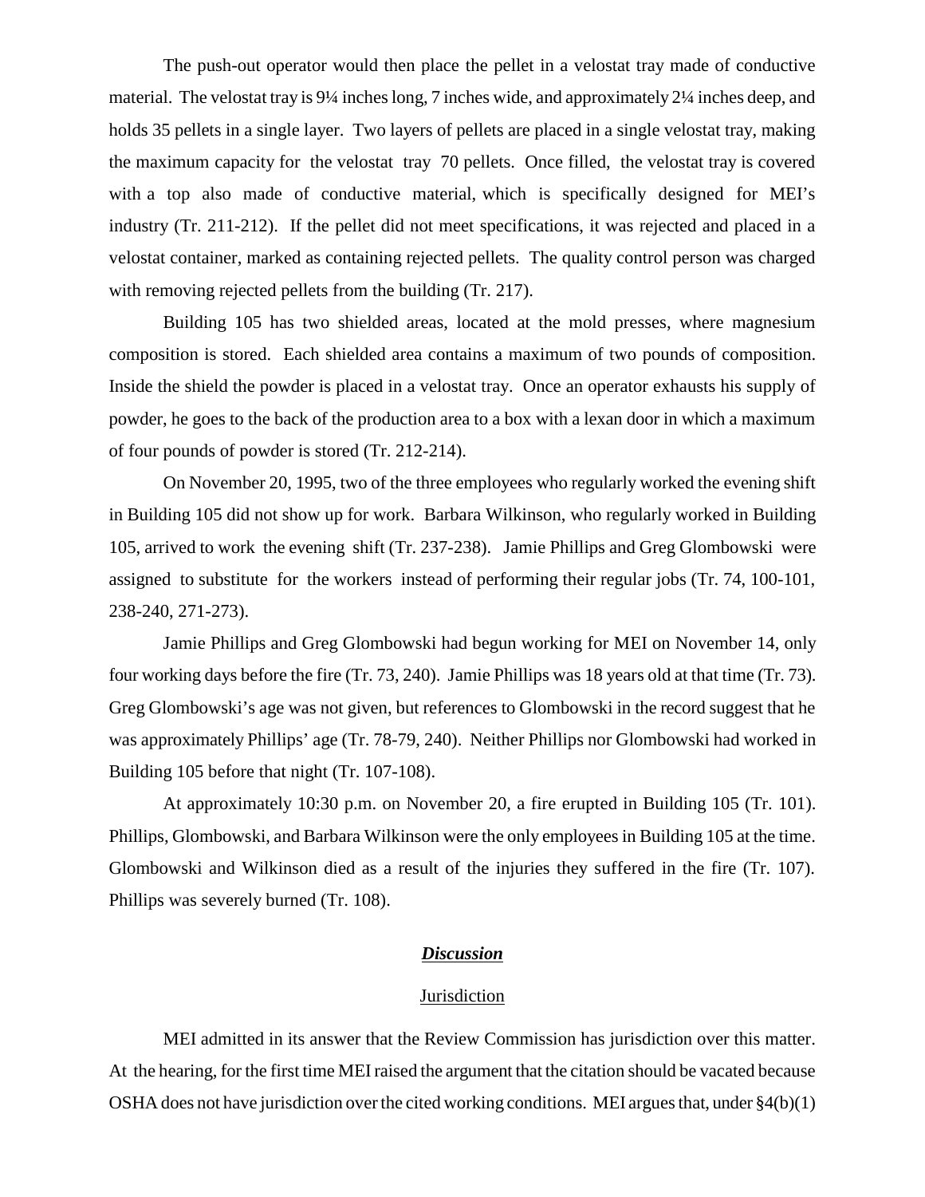The push-out operator would then place the pellet in a velostat tray made of conductive material. The velostat tray is 9¼ inches long, 7 inches wide, and approximately 2¼ inches deep, and holds 35 pellets in a single layer. Two layers of pellets are placed in a single velostat tray, making the maximum capacity for the velostat tray 70 pellets. Once filled, the velostat tray is covered with a top also made of conductive material, which is specifically designed for MEI's industry (Tr. 211-212). If the pellet did not meet specifications, it was rejected and placed in a velostat container, marked as containing rejected pellets. The quality control person was charged with removing rejected pellets from the building (Tr. 217).

Building 105 has two shielded areas, located at the mold presses, where magnesium composition is stored. Each shielded area contains a maximum of two pounds of composition. Inside the shield the powder is placed in a velostat tray. Once an operator exhausts his supply of powder, he goes to the back of the production area to a box with a lexan door in which a maximum of four pounds of powder is stored (Tr. 212-214).

On November 20, 1995, two of the three employees who regularly worked the evening shift in Building 105 did not show up for work. Barbara Wilkinson, who regularly worked in Building 105, arrived to work the evening shift (Tr. 237-238). Jamie Phillips and Greg Glombowski were assigned to substitute for the workers instead of performing their regular jobs (Tr. 74, 100-101, 238-240, 271-273).

Jamie Phillips and Greg Glombowski had begun working for MEI on November 14, only four working days before the fire (Tr. 73, 240). Jamie Phillips was 18 years old at that time (Tr. 73). Greg Glombowski's age was not given, but references to Glombowski in the record suggest that he was approximately Phillips' age (Tr. 78-79, 240). Neither Phillips nor Glombowski had worked in Building 105 before that night (Tr. 107-108).

At approximately 10:30 p.m. on November 20, a fire erupted in Building 105 (Tr. 101). Phillips, Glombowski, and Barbara Wilkinson were the only employees in Building 105 at the time. Glombowski and Wilkinson died as a result of the injuries they suffered in the fire (Tr. 107). Phillips was severely burned (Tr. 108).

## ***Discussion***

### Jurisdiction

MEI admitted in its answer that the Review Commission has jurisdiction over this matter. At the hearing, for the first time MEI raised the argument that the citation should be vacated because OSHA does not have jurisdiction over the cited working conditions. MEI argues that, under §4(b)(1)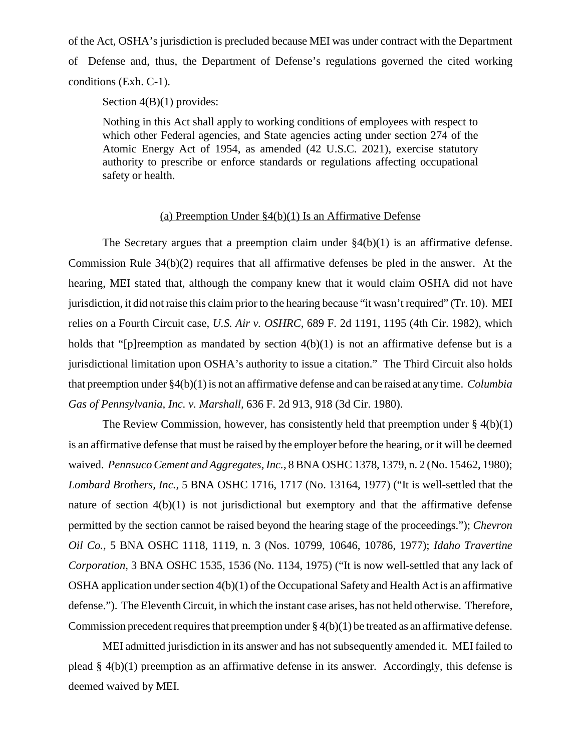of the Act, OSHA's jurisdiction is precluded because MEI was under contract with the Department of Defense and, thus, the Department of Defense's regulations governed the cited working conditions (Exh. C-1).

Section 4(B)(1) provides:

> Nothing in this Act shall apply to working conditions of employees with respect to which other Federal agencies, and State agencies acting under section 274 of the Atomic Energy Act of 1954, as amended (42 U.S.C. 2021), exercise statutory authority to prescribe or enforce standards or regulations affecting occupational safety or health.

<u>(a) Preemption Under §4(b)(1) Is an Affirmative Defense</u>

The Secretary argues that a preemption claim under §4(b)(1) is an affirmative defense. Commission Rule 34(b)(2) requires that all affirmative defenses be pled in the answer. At the hearing, MEI stated that, although the company knew that it would claim OSHA did not have jurisdiction, it did not raise this claim prior to the hearing because "it wasn't required" (Tr. 10). MEI relies on a Fourth Circuit case, *U.S. Air v. OSHRC*, 689 F. 2d 1191, 1195 (4th Cir. 1982), which holds that "[p]reemption as mandated by section 4(b)(1) is not an affirmative defense but is a jurisdictional limitation upon OSHA's authority to issue a citation." The Third Circuit also holds that preemption under §4(b)(1) is not an affirmative defense and can be raised at any time. *Columbia Gas of Pennsylvania, Inc. v. Marshall,* 636 F. 2d 913, 918 (3d Cir. 1980).

The Review Commission, however, has consistently held that preemption under § 4(b)(1) is an affirmative defense that must be raised by the employer before the hearing, or it will be deemed waived. *Pennsuco Cement and Aggregates, Inc.*, 8 BNA OSHC 1378, 1379, n. 2 (No. 15462, 1980); *Lombard Brothers, Inc.*, 5 BNA OSHC 1716, 1717 (No. 13164, 1977) ("It is well-settled that the nature of section 4(b)(1) is not jurisdictional but exemptory and that the affirmative defense permitted by the section cannot be raised beyond the hearing stage of the proceedings."); *Chevron Oil Co.*, 5 BNA OSHC 1118, 1119, n. 3 (Nos. 10799, 10646, 10786, 1977); *Idaho Travertine Corporation*, 3 BNA OSHC 1535, 1536 (No. 1134, 1975) ("It is now well-settled that any lack of OSHA application under section 4(b)(1) of the Occupational Safety and Health Act is an affirmative defense."). The Eleventh Circuit, in which the instant case arises, has not held otherwise. Therefore, Commission precedent requires that preemption under § 4(b)(1) be treated as an affirmative defense.

MEI admitted jurisdiction in its answer and has not subsequently amended it. MEI failed to plead § 4(b)(1) preemption as an affirmative defense in its answer. Accordingly, this defense is deemed waived by MEI.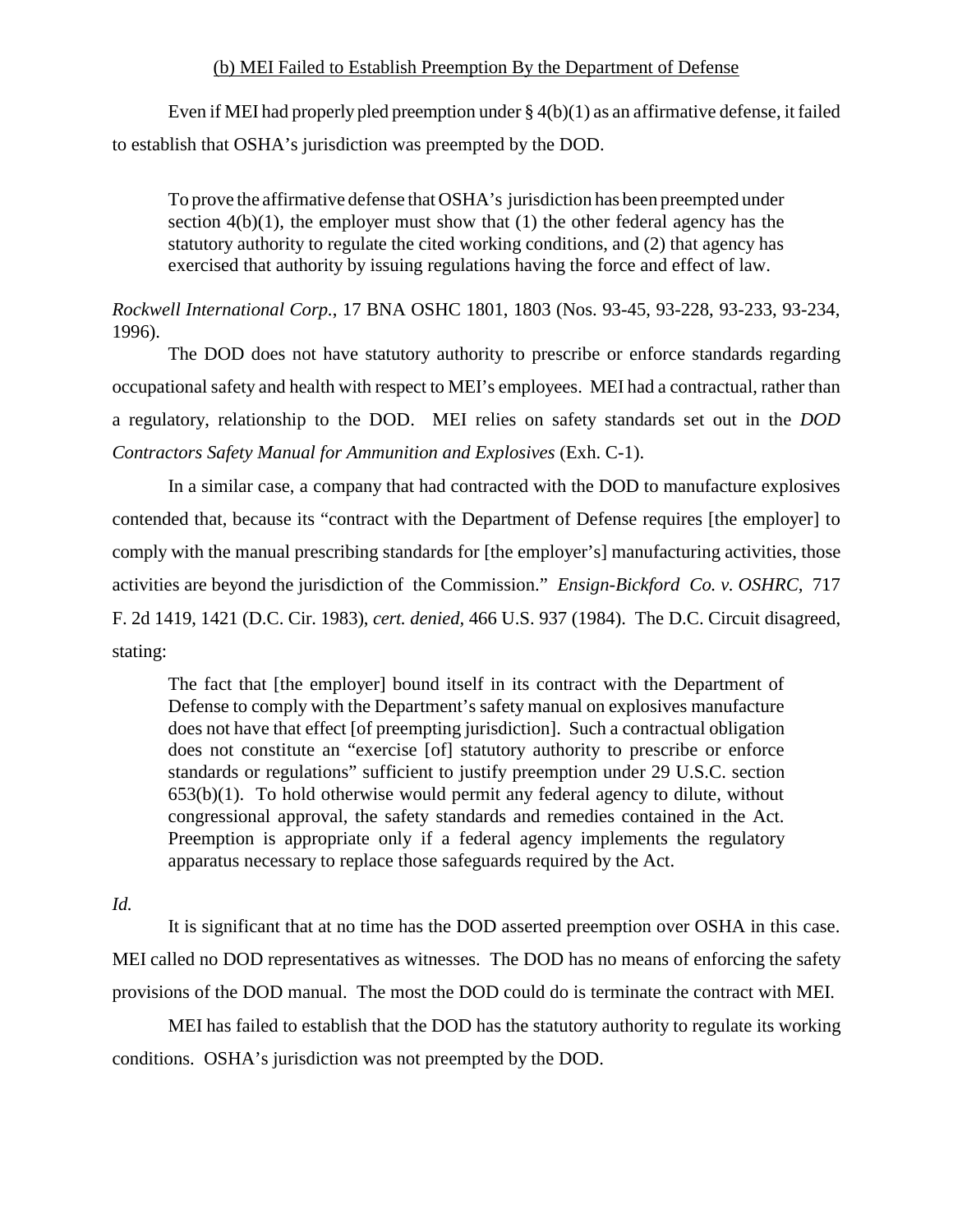<u>(b) MEI Failed to Establish Preemption By the Department of Defense</u>

Even if MEI had properly pled preemption under § 4(b)(1) as an affirmative defense, it failed to establish that OSHA's jurisdiction was preempted by the DOD.

> To prove the affirmative defense that OSHA's jurisdiction has been preempted under section 4(b)(1), the employer must show that (1) the other federal agency has the statutory authority to regulate the cited working conditions, and (2) that agency has exercised that authority by issuing regulations having the force and effect of law.

*Rockwell International Corp.*, 17 BNA OSHC 1801, 1803 (Nos. 93-45, 93-228, 93-233, 93-234, 1996).

The DOD does not have statutory authority to prescribe or enforce standards regarding occupational safety and health with respect to MEI's employees. MEI had a contractual, rather than a regulatory, relationship to the DOD. MEI relies on safety standards set out in the *DOD Contractors Safety Manual for Ammunition and Explosives* (Exh. C-1).

In a similar case, a company that had contracted with the DOD to manufacture explosives contended that, because its "contract with the Department of Defense requires [the employer] to comply with the manual prescribing standards for [the employer's] manufacturing activities, those activities are beyond the jurisdiction of the Commission." *Ensign-Bickford Co. v. OSHRC,* 717 F. 2d 1419, 1421 (D.C. Cir. 1983), *cert. denied*, 466 U.S. 937 (1984). The D.C. Circuit disagreed, stating:

> The fact that [the employer] bound itself in its contract with the Department of Defense to comply with the Department's safety manual on explosives manufacture does not have that effect [of preempting jurisdiction]. Such a contractual obligation does not constitute an "exercise [of] statutory authority to prescribe or enforce standards or regulations" sufficient to justify preemption under 29 U.S.C. section 653(b)(1). To hold otherwise would permit any federal agency to dilute, without congressional approval, the safety standards and remedies contained in the Act. Preemption is appropriate only if a federal agency implements the regulatory apparatus necessary to replace those safeguards required by the Act.

*Id.*

It is significant that at no time has the DOD asserted preemption over OSHA in this case. MEI called no DOD representatives as witnesses. The DOD has no means of enforcing the safety provisions of the DOD manual. The most the DOD could do is terminate the contract with MEI.

MEI has failed to establish that the DOD has the statutory authority to regulate its working conditions. OSHA's jurisdiction was not preempted by the DOD.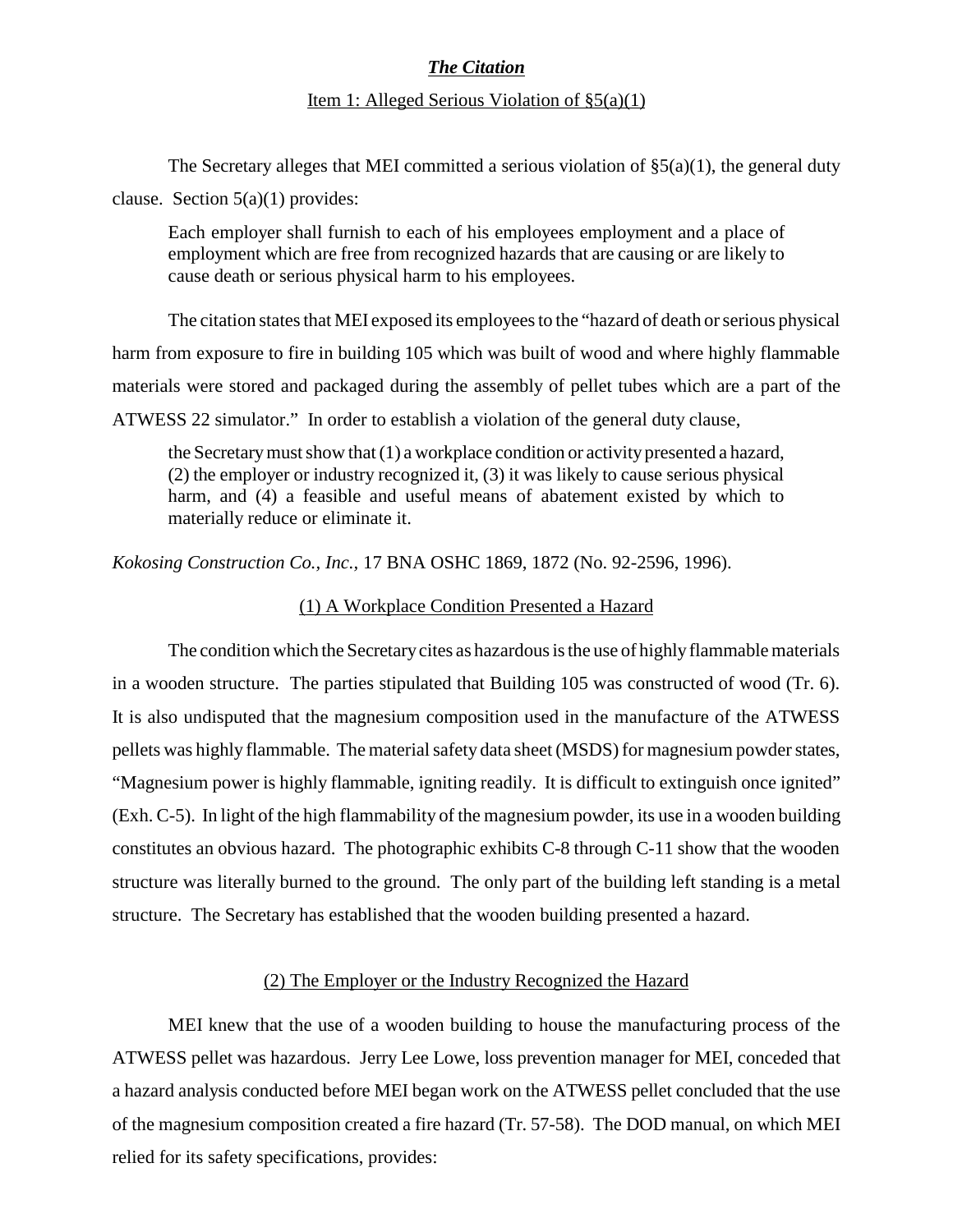***The Citation***

Item 1: Alleged Serious Violation of §5(a)(1)

The Secretary alleges that MEI committed a serious violation of §5(a)(1), the general duty clause. Section 5(a)(1) provides:

> Each employer shall furnish to each of his employees employment and a place of employment which are free from recognized hazards that are causing or are likely to cause death or serious physical harm to his employees.

The citation states that MEI exposed its employees to the "hazard of death or serious physical harm from exposure to fire in building 105 which was built of wood and where highly flammable materials were stored and packaged during the assembly of pellet tubes which are a part of the ATWESS 22 simulator." In order to establish a violation of the general duty clause,

> the Secretary must show that (1) a workplace condition or activity presented a hazard, (2) the employer or industry recognized it, (3) it was likely to cause serious physical harm, and (4) a feasible and useful means of abatement existed by which to materially reduce or eliminate it.

*Kokosing Construction Co., Inc.*, 17 BNA OSHC 1869, 1872 (No. 92-2596, 1996).

(1) A Workplace Condition Presented a Hazard

The condition which the Secretary cites as hazardous is the use of highly flammable materials in a wooden structure. The parties stipulated that Building 105 was constructed of wood (Tr. 6). It is also undisputed that the magnesium composition used in the manufacture of the ATWESS pellets was highly flammable. The material safety data sheet (MSDS) for magnesium powder states, "Magnesium power is highly flammable, igniting readily. It is difficult to extinguish once ignited" (Exh. C-5). In light of the high flammability of the magnesium powder, its use in a wooden building constitutes an obvious hazard. The photographic exhibits C-8 through C-11 show that the wooden structure was literally burned to the ground. The only part of the building left standing is a metal structure. The Secretary has established that the wooden building presented a hazard.

(2) The Employer or the Industry Recognized the Hazard

MEI knew that the use of a wooden building to house the manufacturing process of the ATWESS pellet was hazardous. Jerry Lee Lowe, loss prevention manager for MEI, conceded that a hazard analysis conducted before MEI began work on the ATWESS pellet concluded that the use of the magnesium composition created a fire hazard (Tr. 57-58). The DOD manual, on which MEI relied for its safety specifications, provides: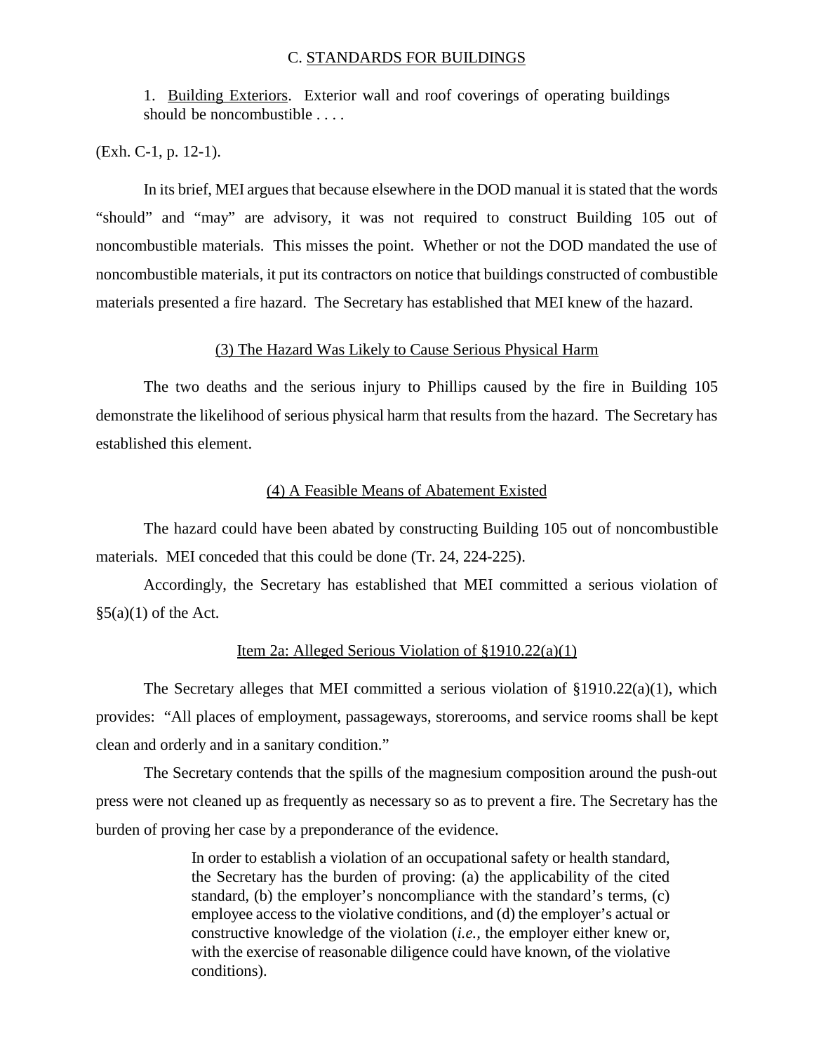C. STANDARDS FOR BUILDINGS

> 1. Building Exteriors. Exterior wall and roof coverings of operating buildings should be noncombustible . . . .

(Exh. C-1, p. 12-1).

In its brief, MEI argues that because elsewhere in the DOD manual it is stated that the words "should" and "may" are advisory, it was not required to construct Building 105 out of noncombustible materials. This misses the point. Whether or not the DOD mandated the use of noncombustible materials, it put its contractors on notice that buildings constructed of combustible materials presented a fire hazard. The Secretary has established that MEI knew of the hazard.

(3) The Hazard Was Likely to Cause Serious Physical Harm

The two deaths and the serious injury to Phillips caused by the fire in Building 105 demonstrate the likelihood of serious physical harm that results from the hazard. The Secretary has established this element.

(4) A Feasible Means of Abatement Existed

The hazard could have been abated by constructing Building 105 out of noncombustible materials. MEI conceded that this could be done (Tr. 24, 224-225).

Accordingly, the Secretary has established that MEI committed a serious violation of §5(a)(1) of the Act.

Item 2a: Alleged Serious Violation of §1910.22(a)(1)

The Secretary alleges that MEI committed a serious violation of §1910.22(a)(1), which provides: "All places of employment, passageways, storerooms, and service rooms shall be kept clean and orderly and in a sanitary condition."

The Secretary contends that the spills of the magnesium composition around the push-out press were not cleaned up as frequently as necessary so as to prevent a fire. The Secretary has the burden of proving her case by a preponderance of the evidence.

> In order to establish a violation of an occupational safety or health standard, the Secretary has the burden of proving: (a) the applicability of the cited standard, (b) the employer's noncompliance with the standard's terms, (c) employee access to the violative conditions, and (d) the employer's actual or constructive knowledge of the violation (*i.e.*, the employer either knew or, with the exercise of reasonable diligence could have known, of the violative conditions).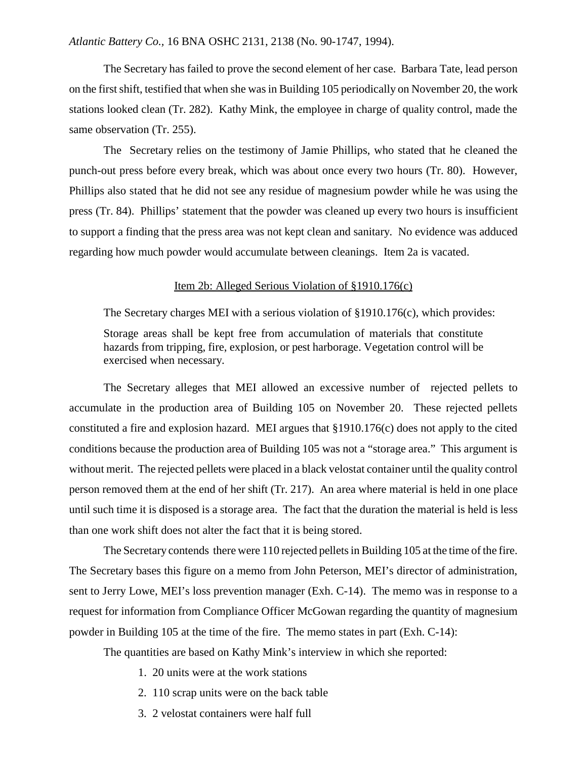*Atlantic Battery Co.*, 16 BNA OSHC 2131, 2138 (No. 90-1747, 1994).

The Secretary has failed to prove the second element of her case. Barbara Tate, lead person on the first shift, testified that when she was in Building 105 periodically on November 20, the work stations looked clean (Tr. 282). Kathy Mink, the employee in charge of quality control, made the same observation (Tr. 255).

The Secretary relies on the testimony of Jamie Phillips, who stated that he cleaned the punch-out press before every break, which was about once every two hours (Tr. 80). However, Phillips also stated that he did not see any residue of magnesium powder while he was using the press (Tr. 84). Phillips' statement that the powder was cleaned up every two hours is insufficient to support a finding that the press area was not kept clean and sanitary. No evidence was adduced regarding how much powder would accumulate between cleanings. Item 2a is vacated.

## Item 2b: Alleged Serious Violation of §1910.176(c)

The Secretary charges MEI with a serious violation of §1910.176(c), which provides:

> Storage areas shall be kept free from accumulation of materials that constitute hazards from tripping, fire, explosion, or pest harborage. Vegetation control will be exercised when necessary.

The Secretary alleges that MEI allowed an excessive number of rejected pellets to accumulate in the production area of Building 105 on November 20. These rejected pellets constituted a fire and explosion hazard. MEI argues that §1910.176(c) does not apply to the cited conditions because the production area of Building 105 was not a "storage area." This argument is without merit. The rejected pellets were placed in a black velostat container until the quality control person removed them at the end of her shift (Tr. 217). An area where material is held in one place until such time it is disposed is a storage area. The fact that the duration the material is held is less than one work shift does not alter the fact that it is being stored.

The Secretary contends there were 110 rejected pellets in Building 105 at the time of the fire. The Secretary bases this figure on a memo from John Peterson, MEI's director of administration, sent to Jerry Lowe, MEI's loss prevention manager (Exh. C-14). The memo was in response to a request for information from Compliance Officer McGowan regarding the quantity of magnesium powder in Building 105 at the time of the fire. The memo states in part (Exh. C-14):

> The quantities are based on Kathy Mink's interview in which she reported:
>
> 1. 20 units were at the work stations
> 2. 110 scrap units were on the back table
> 3. 2 velostat containers were half full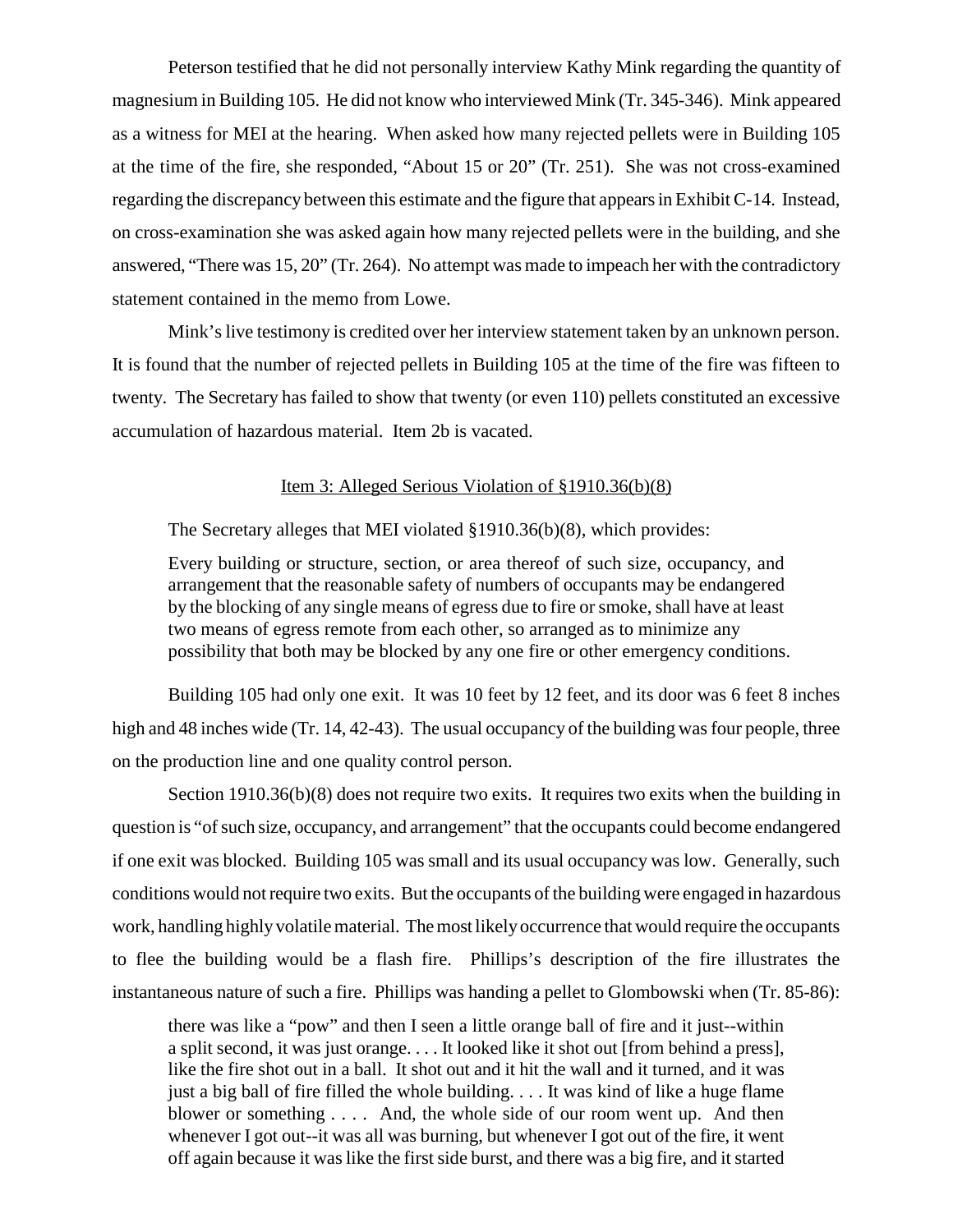Peterson testified that he did not personally interview Kathy Mink regarding the quantity of magnesium in Building 105. He did not know who interviewed Mink (Tr. 345-346). Mink appeared as a witness for MEI at the hearing. When asked how many rejected pellets were in Building 105 at the time of the fire, she responded, "About 15 or 20" (Tr. 251). She was not cross-examined regarding the discrepancy between this estimate and the figure that appears in Exhibit C-14. Instead, on cross-examination she was asked again how many rejected pellets were in the building, and she answered, "There was 15, 20" (Tr. 264). No attempt was made to impeach her with the contradictory statement contained in the memo from Lowe.

Mink's live testimony is credited over her interview statement taken by an unknown person. It is found that the number of rejected pellets in Building 105 at the time of the fire was fifteen to twenty. The Secretary has failed to show that twenty (or even 110) pellets constituted an excessive accumulation of hazardous material. Item 2b is vacated.

<u>Item 3: Alleged Serious Violation of §1910.36(b)(8)</u>

The Secretary alleges that MEI violated §1910.36(b)(8), which provides:

> Every building or structure, section, or area thereof of such size, occupancy, and arrangement that the reasonable safety of numbers of occupants may be endangered by the blocking of any single means of egress due to fire or smoke, shall have at least two means of egress remote from each other, so arranged as to minimize any possibility that both may be blocked by any one fire or other emergency conditions.

Building 105 had only one exit. It was 10 feet by 12 feet, and its door was 6 feet 8 inches high and 48 inches wide (Tr. 14, 42-43). The usual occupancy of the building was four people, three on the production line and one quality control person.

Section 1910.36(b)(8) does not require two exits. It requires two exits when the building in question is "of such size, occupancy, and arrangement" that the occupants could become endangered if one exit was blocked. Building 105 was small and its usual occupancy was low. Generally, such conditions would not require two exits. But the occupants of the building were engaged in hazardous work, handling highly volatile material. The most likely occurrence that would require the occupants to flee the building would be a flash fire. Phillips's description of the fire illustrates the instantaneous nature of such a fire. Phillips was handing a pellet to Glombowski when (Tr. 85-86):

> there was like a "pow" and then I seen a little orange ball of fire and it just--within a split second, it was just orange. . . . It looked like it shot out [from behind a press], like the fire shot out in a ball. It shot out and it hit the wall and it turned, and it was just a big ball of fire filled the whole building. . . . It was kind of like a huge flame blower or something . . . . And, the whole side of our room went up. And then whenever I got out--it was all was burning, but whenever I got out of the fire, it went off again because it was like the first side burst, and there was a big fire, and it started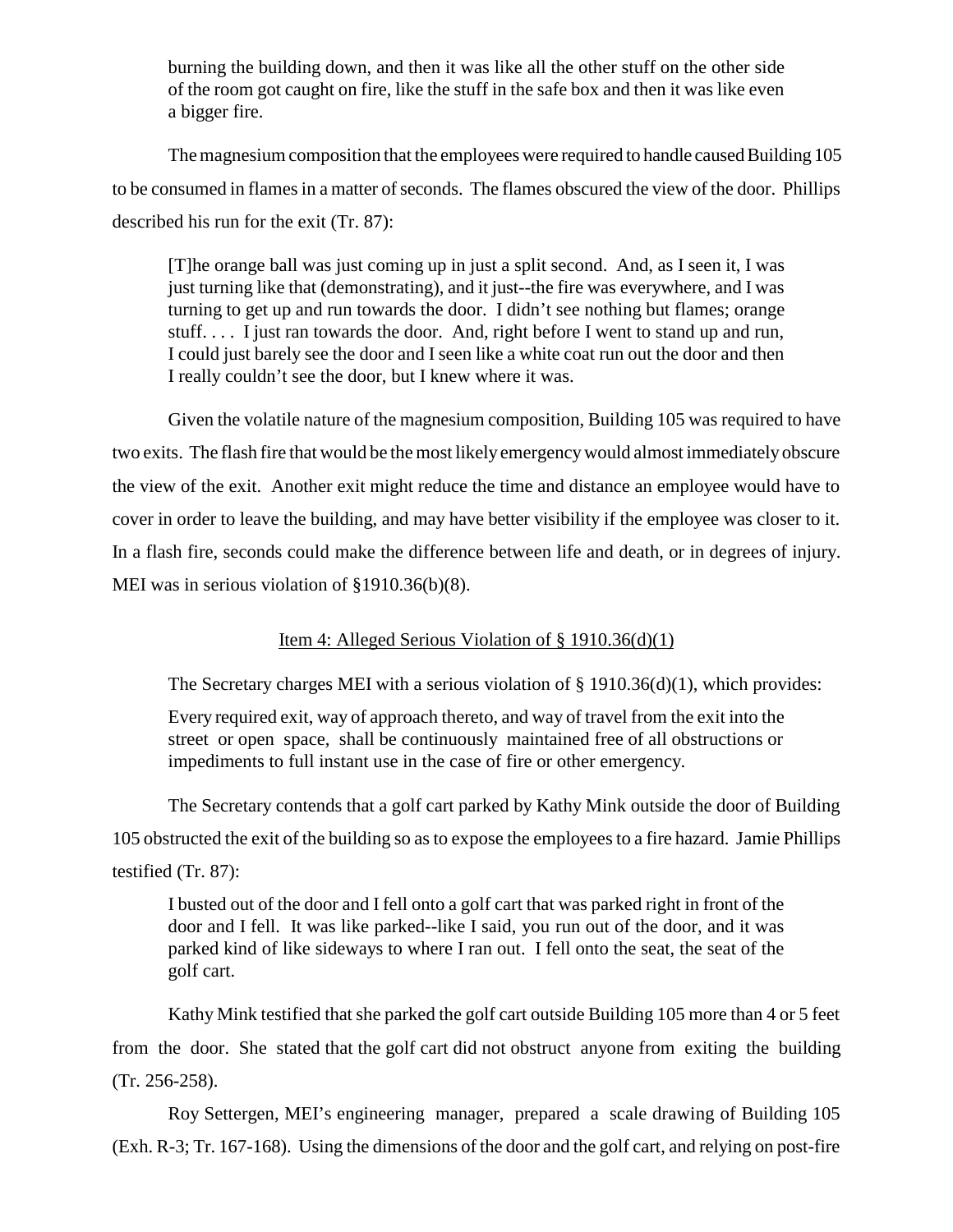> burning the building down, and then it was like all the other stuff on the other side of the room got caught on fire, like the stuff in the safe box and then it was like even a bigger fire.

The magnesium composition that the employees were required to handle caused Building 105 to be consumed in flames in a matter of seconds. The flames obscured the view of the door. Phillips described his run for the exit (Tr. 87):

> [T]he orange ball was just coming up in just a split second. And, as I seen it, I was just turning like that (demonstrating), and it just--the fire was everywhere, and I was turning to get up and run towards the door. I didn't see nothing but flames; orange stuff. . . . I just ran towards the door. And, right before I went to stand up and run, I could just barely see the door and I seen like a white coat run out the door and then I really couldn't see the door, but I knew where it was.

Given the volatile nature of the magnesium composition, Building 105 was required to have two exits. The flash fire that would be the most likely emergency would almost immediately obscure the view of the exit. Another exit might reduce the time and distance an employee would have to cover in order to leave the building, and may have better visibility if the employee was closer to it. In a flash fire, seconds could make the difference between life and death, or in degrees of injury. MEI was in serious violation of §1910.36(b)(8).

### Item 4: Alleged Serious Violation of § 1910.36(d)(1)

The Secretary charges MEI with a serious violation of § 1910.36(d)(1), which provides:

> Every required exit, way of approach thereto, and way of travel from the exit into the street or open space, shall be continuously maintained free of all obstructions or impediments to full instant use in the case of fire or other emergency.

The Secretary contends that a golf cart parked by Kathy Mink outside the door of Building 105 obstructed the exit of the building so as to expose the employees to a fire hazard. Jamie Phillips testified (Tr. 87):

> I busted out of the door and I fell onto a golf cart that was parked right in front of the door and I fell. It was like parked--like I said, you run out of the door, and it was parked kind of like sideways to where I ran out. I fell onto the seat, the seat of the golf cart.

Kathy Mink testified that she parked the golf cart outside Building 105 more than 4 or 5 feet from the door. She stated that the golf cart did not obstruct anyone from exiting the building (Tr. 256-258).

Roy Settergen, MEI's engineering manager, prepared a scale drawing of Building 105 (Exh. R-3; Tr. 167-168). Using the dimensions of the door and the golf cart, and relying on post-fire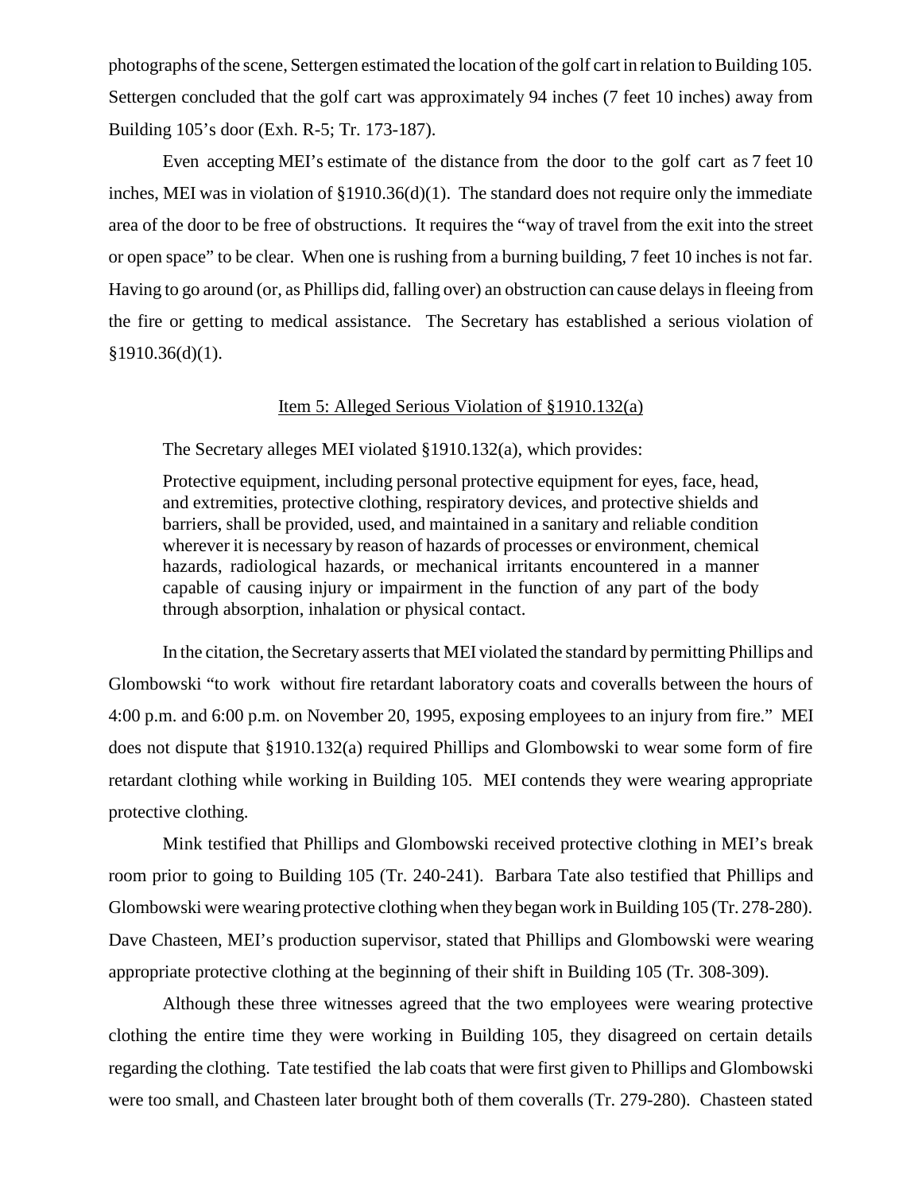photographs of the scene, Settergen estimated the location of the golf cart in relation to Building 105. Settergen concluded that the golf cart was approximately 94 inches (7 feet 10 inches) away from Building 105's door (Exh. R-5; Tr. 173-187).

Even accepting MEI's estimate of the distance from the door to the golf cart as 7 feet 10 inches, MEI was in violation of §1910.36(d)(1). The standard does not require only the immediate area of the door to be free of obstructions. It requires the "way of travel from the exit into the street or open space" to be clear. When one is rushing from a burning building, 7 feet 10 inches is not far. Having to go around (or, as Phillips did, falling over) an obstruction can cause delays in fleeing from the fire or getting to medical assistance. The Secretary has established a serious violation of §1910.36(d)(1).

## Item 5: Alleged Serious Violation of §1910.132(a)

The Secretary alleges MEI violated §1910.132(a), which provides:

> Protective equipment, including personal protective equipment for eyes, face, head, and extremities, protective clothing, respiratory devices, and protective shields and barriers, shall be provided, used, and maintained in a sanitary and reliable condition wherever it is necessary by reason of hazards of processes or environment, chemical hazards, radiological hazards, or mechanical irritants encountered in a manner capable of causing injury or impairment in the function of any part of the body through absorption, inhalation or physical contact.

In the citation, the Secretary asserts that MEI violated the standard by permitting Phillips and Glombowski "to work without fire retardant laboratory coats and coveralls between the hours of 4:00 p.m. and 6:00 p.m. on November 20, 1995, exposing employees to an injury from fire." MEI does not dispute that §1910.132(a) required Phillips and Glombowski to wear some form of fire retardant clothing while working in Building 105. MEI contends they were wearing appropriate protective clothing.

Mink testified that Phillips and Glombowski received protective clothing in MEI's break room prior to going to Building 105 (Tr. 240-241). Barbara Tate also testified that Phillips and Glombowski were wearing protective clothing when they began work in Building 105 (Tr. 278-280). Dave Chasteen, MEI's production supervisor, stated that Phillips and Glombowski were wearing appropriate protective clothing at the beginning of their shift in Building 105 (Tr. 308-309).

Although these three witnesses agreed that the two employees were wearing protective clothing the entire time they were working in Building 105, they disagreed on certain details regarding the clothing. Tate testified the lab coats that were first given to Phillips and Glombowski were too small, and Chasteen later brought both of them coveralls (Tr. 279-280). Chasteen stated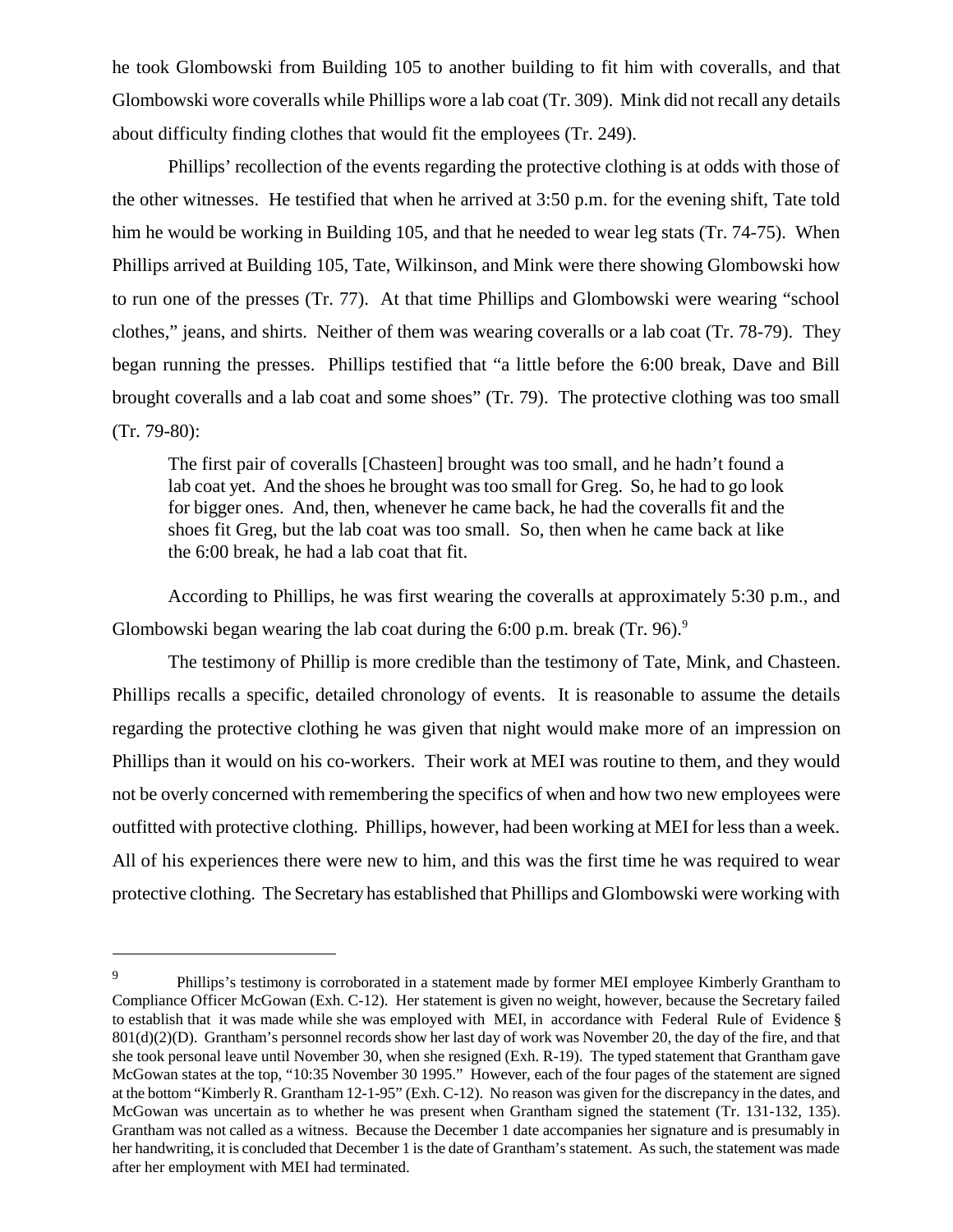he took Glombowski from Building 105 to another building to fit him with coveralls, and that Glombowski wore coveralls while Phillips wore a lab coat (Tr. 309). Mink did not recall any details about difficulty finding clothes that would fit the employees (Tr. 249).

Phillips' recollection of the events regarding the protective clothing is at odds with those of the other witnesses. He testified that when he arrived at 3:50 p.m. for the evening shift, Tate told him he would be working in Building 105, and that he needed to wear leg stats (Tr. 74-75). When Phillips arrived at Building 105, Tate, Wilkinson, and Mink were there showing Glombowski how to run one of the presses (Tr. 77). At that time Phillips and Glombowski were wearing "school clothes," jeans, and shirts. Neither of them was wearing coveralls or a lab coat (Tr. 78-79). They began running the presses. Phillips testified that "a little before the 6:00 break, Dave and Bill brought coveralls and a lab coat and some shoes" (Tr. 79). The protective clothing was too small (Tr. 79-80):

> The first pair of coveralls [Chasteen] brought was too small, and he hadn't found a lab coat yet. And the shoes he brought was too small for Greg. So, he had to go look for bigger ones. And, then, whenever he came back, he had the coveralls fit and the shoes fit Greg, but the lab coat was too small. So, then when he came back at like the 6:00 break, he had a lab coat that fit.

According to Phillips, he was first wearing the coveralls at approximately 5:30 p.m., and Glombowski began wearing the lab coat during the 6:00 p.m. break (Tr. 96).[9]

The testimony of Phillip is more credible than the testimony of Tate, Mink, and Chasteen. Phillips recalls a specific, detailed chronology of events. It is reasonable to assume the details regarding the protective clothing he was given that night would make more of an impression on Phillips than it would on his co-workers. Their work at MEI was routine to them, and they would not be overly concerned with remembering the specifics of when and how two new employees were outfitted with protective clothing. Phillips, however, had been working at MEI for less than a week. All of his experiences there were new to him, and this was the first time he was required to wear protective clothing. The Secretary has established that Phillips and Glombowski were working with

---

[9] Phillips's testimony is corroborated in a statement made by former MEI employee Kimberly Grantham to Compliance Officer McGowan (Exh. C-12). Her statement is given no weight, however, because the Secretary failed to establish that it was made while she was employed with MEI, in accordance with Federal Rule of Evidence § 801(d)(2)(D). Grantham's personnel records show her last day of work was November 20, the day of the fire, and that she took personal leave until November 30, when she resigned (Exh. R-19). The typed statement that Grantham gave McGowan states at the top, "10:35 November 30 1995." However, each of the four pages of the statement are signed at the bottom "Kimberly R. Grantham 12-1-95" (Exh. C-12). No reason was given for the discrepancy in the dates, and McGowan was uncertain as to whether he was present when Grantham signed the statement (Tr. 131-132, 135). Grantham was not called as a witness. Because the December 1 date accompanies her signature and is presumably in her handwriting, it is concluded that December 1 is the date of Grantham's statement. As such, the statement was made after her employment with MEI had terminated.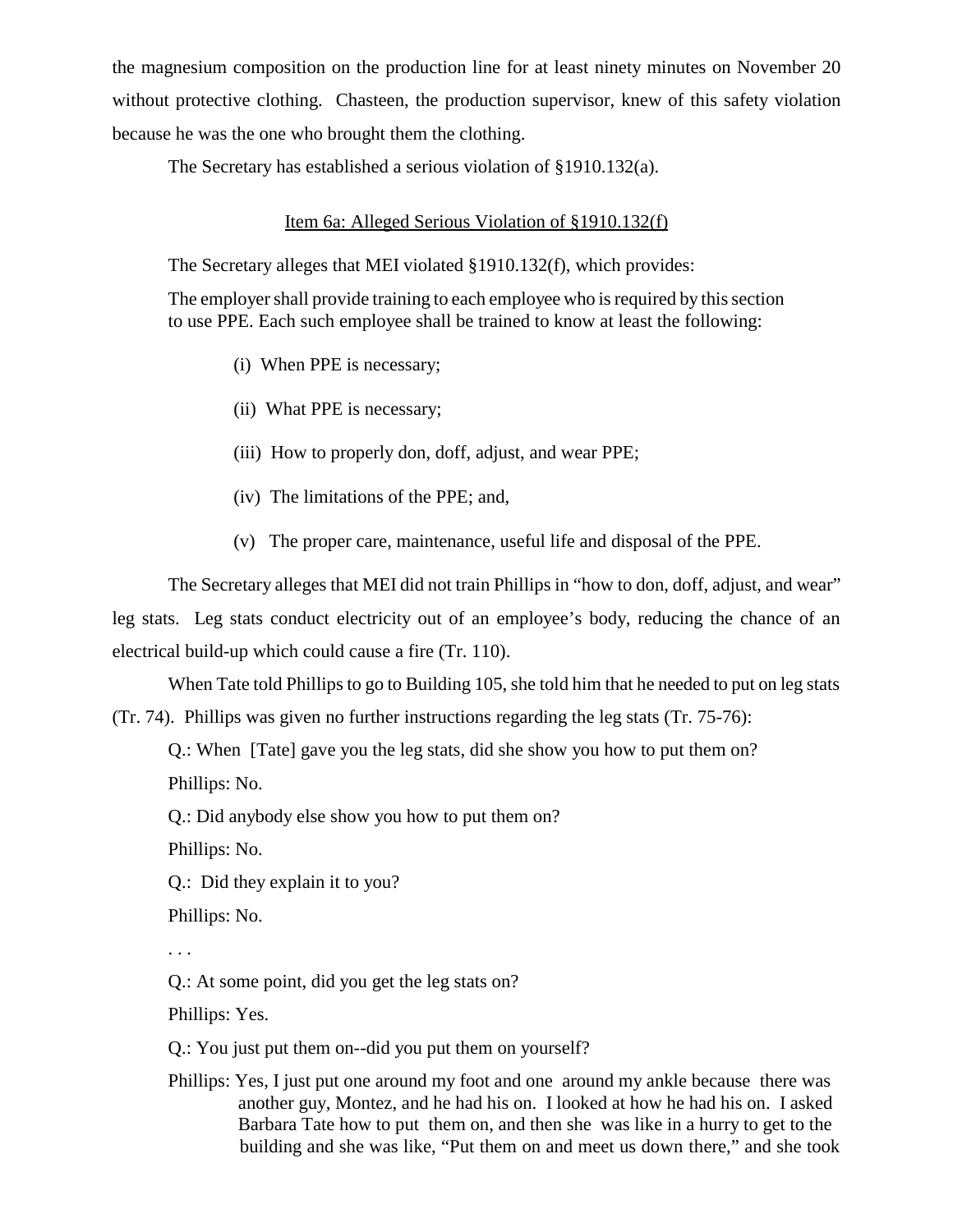the magnesium composition on the production line for at least ninety minutes on November 20 without protective clothing. Chasteen, the production supervisor, knew of this safety violation because he was the one who brought them the clothing.

The Secretary has established a serious violation of §1910.132(a).

<u>Item 6a: Alleged Serious Violation of §1910.132(f)</u>

The Secretary alleges that MEI violated §1910.132(f), which provides:

> The employer shall provide training to each employee who is required by this section to use PPE. Each such employee shall be trained to know at least the following:
>
> (i) When PPE is necessary;
>
> (ii) What PPE is necessary;
>
> (iii) How to properly don, doff, adjust, and wear PPE;
>
> (iv) The limitations of the PPE; and,
>
> (v) The proper care, maintenance, useful life and disposal of the PPE.

The Secretary alleges that MEI did not train Phillips in "how to don, doff, adjust, and wear" leg stats. Leg stats conduct electricity out of an employee's body, reducing the chance of an electrical build-up which could cause a fire (Tr. 110).

When Tate told Phillips to go to Building 105, she told him that he needed to put on leg stats (Tr. 74). Phillips was given no further instructions regarding the leg stats (Tr. 75-76):

> Q.: When [Tate] gave you the leg stats, did she show you how to put them on?
>
> Phillips: No.
>
> Q.: Did anybody else show you how to put them on?
>
> Phillips: No.
>
> Q.: Did they explain it to you?
>
> Phillips: No.
>
> . . .
>
> Q.: At some point, did you get the leg stats on?
>
> Phillips: Yes.
>
> Q.: You just put them on--did you put them on yourself?
>
> Phillips: Yes, I just put one around my foot and one around my ankle because there was another guy, Montez, and he had his on. I looked at how he had his on. I asked Barbara Tate how to put them on, and then she was like in a hurry to get to the building and she was like, "Put them on and meet us down there," and she took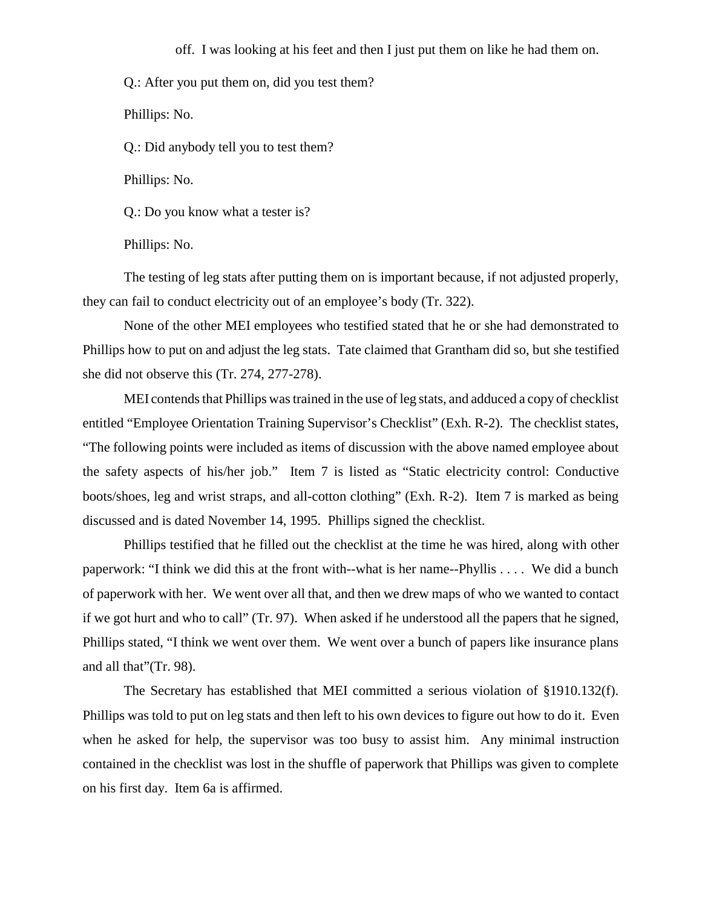off. I was looking at his feet and then I just put them on like he had them on.

Q.: After you put them on, did you test them?

Phillips: No.

Q.: Did anybody tell you to test them?

Phillips: No.

Q.: Do you know what a tester is?

Phillips: No.

The testing of leg stats after putting them on is important because, if not adjusted properly, they can fail to conduct electricity out of an employee's body (Tr. 322).

None of the other MEI employees who testified stated that he or she had demonstrated to Phillips how to put on and adjust the leg stats. Tate claimed that Grantham did so, but she testified she did not observe this (Tr. 274, 277-278).

MEI contends that Phillips was trained in the use of leg stats, and adduced a copy of checklist entitled "Employee Orientation Training Supervisor's Checklist" (Exh. R-2). The checklist states, "The following points were included as items of discussion with the above named employee about the safety aspects of his/her job." Item 7 is listed as "Static electricity control: Conductive boots/shoes, leg and wrist straps, and all-cotton clothing" (Exh. R-2). Item 7 is marked as being discussed and is dated November 14, 1995. Phillips signed the checklist.

Phillips testified that he filled out the checklist at the time he was hired, along with other paperwork: "I think we did this at the front with--what is her name--Phyllis . . . . We did a bunch of paperwork with her. We went over all that, and then we drew maps of who we wanted to contact if we got hurt and who to call" (Tr. 97). When asked if he understood all the papers that he signed, Phillips stated, "I think we went over them. We went over a bunch of papers like insurance plans and all that"(Tr. 98).

The Secretary has established that MEI committed a serious violation of §1910.132(f). Phillips was told to put on leg stats and then left to his own devices to figure out how to do it. Even when he asked for help, the supervisor was too busy to assist him. Any minimal instruction contained in the checklist was lost in the shuffle of paperwork that Phillips was given to complete on his first day. Item 6a is affirmed.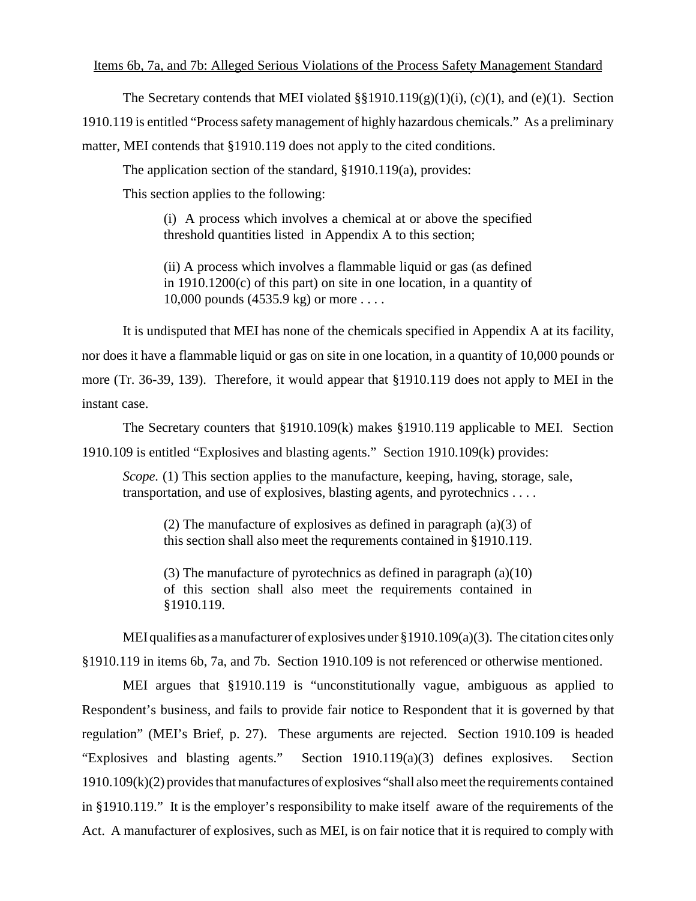Items 6b, 7a, and 7b: Alleged Serious Violations of the Process Safety Management Standard

The Secretary contends that MEI violated §§1910.119(g)(1)(i), (c)(1), and (e)(1). Section 1910.119 is entitled "Process safety management of highly hazardous chemicals." As a preliminary matter, MEI contends that §1910.119 does not apply to the cited conditions.

The application section of the standard, §1910.119(a), provides:

This section applies to the following:

> (i) A process which involves a chemical at or above the specified threshold quantities listed in Appendix A to this section;
>
> (ii) A process which involves a flammable liquid or gas (as defined in 1910.1200(c) of this part) on site in one location, in a quantity of 10,000 pounds (4535.9 kg) or more . . . .

It is undisputed that MEI has none of the chemicals specified in Appendix A at its facility, nor does it have a flammable liquid or gas on site in one location, in a quantity of 10,000 pounds or more (Tr. 36-39, 139). Therefore, it would appear that §1910.119 does not apply to MEI in the instant case.

The Secretary counters that §1910.109(k) makes §1910.119 applicable to MEI. Section 1910.109 is entitled "Explosives and blasting agents." Section 1910.109(k) provides:

> *Scope*. (1) This section applies to the manufacture, keeping, having, storage, sale, transportation, and use of explosives, blasting agents, and pyrotechnics . . . .
>
> (2) The manufacture of explosives as defined in paragraph (a)(3) of this section shall also meet the requrements contained in §1910.119.
>
> (3) The manufacture of pyrotechnics as defined in paragraph (a)(10) of this section shall also meet the requirements contained in §1910.119.

MEI qualifies as a manufacturer of explosives under §1910.109(a)(3). The citation cites only §1910.119 in items 6b, 7a, and 7b. Section 1910.109 is not referenced or otherwise mentioned.

MEI argues that §1910.119 is "unconstitutionally vague, ambiguous as applied to Respondent's business, and fails to provide fair notice to Respondent that it is governed by that regulation" (MEI's Brief, p. 27). These arguments are rejected. Section 1910.109 is headed "Explosives and blasting agents." Section 1910.119(a)(3) defines explosives. Section 1910.109(k)(2) provides that manufactures of explosives "shall also meet the requirements contained in §1910.119." It is the employer's responsibility to make itself aware of the requirements of the Act. A manufacturer of explosives, such as MEI, is on fair notice that it is required to comply with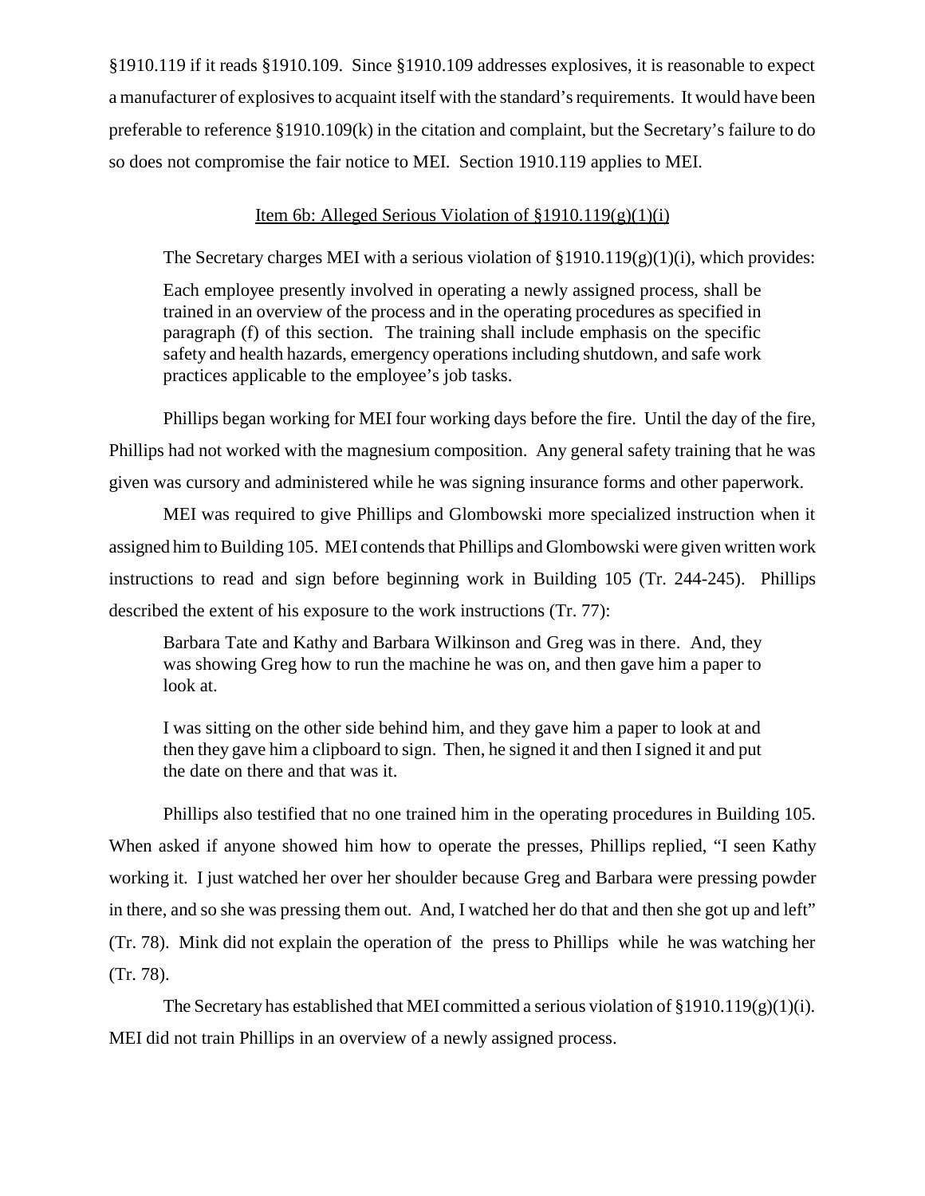§1910.119 if it reads §1910.109. Since §1910.109 addresses explosives, it is reasonable to expect a manufacturer of explosives to acquaint itself with the standard's requirements. It would have been preferable to reference §1910.109(k) in the citation and complaint, but the Secretary's failure to do so does not compromise the fair notice to MEI. Section 1910.119 applies to MEI.

<u>Item 6b: Alleged Serious Violation of §1910.119(g)(1)(i)</u>

The Secretary charges MEI with a serious violation of §1910.119(g)(1)(i), which provides:

> Each employee presently involved in operating a newly assigned process, shall be trained in an overview of the process and in the operating procedures as specified in paragraph (f) of this section. The training shall include emphasis on the specific safety and health hazards, emergency operations including shutdown, and safe work practices applicable to the employee's job tasks.

Phillips began working for MEI four working days before the fire. Until the day of the fire, Phillips had not worked with the magnesium composition. Any general safety training that he was given was cursory and administered while he was signing insurance forms and other paperwork.

MEI was required to give Phillips and Glombowski more specialized instruction when it assigned him to Building 105. MEI contends that Phillips and Glombowski were given written work instructions to read and sign before beginning work in Building 105 (Tr. 244-245). Phillips described the extent of his exposure to the work instructions (Tr. 77):

> Barbara Tate and Kathy and Barbara Wilkinson and Greg was in there. And, they was showing Greg how to run the machine he was on, and then gave him a paper to look at.
>
> I was sitting on the other side behind him, and they gave him a paper to look at and then they gave him a clipboard to sign. Then, he signed it and then I signed it and put the date on there and that was it.

Phillips also testified that no one trained him in the operating procedures in Building 105. When asked if anyone showed him how to operate the presses, Phillips replied, "I seen Kathy working it. I just watched her over her shoulder because Greg and Barbara were pressing powder in there, and so she was pressing them out. And, I watched her do that and then she got up and left" (Tr. 78). Mink did not explain the operation of the press to Phillips while he was watching her (Tr. 78).

The Secretary has established that MEI committed a serious violation of §1910.119(g)(1)(i). MEI did not train Phillips in an overview of a newly assigned process.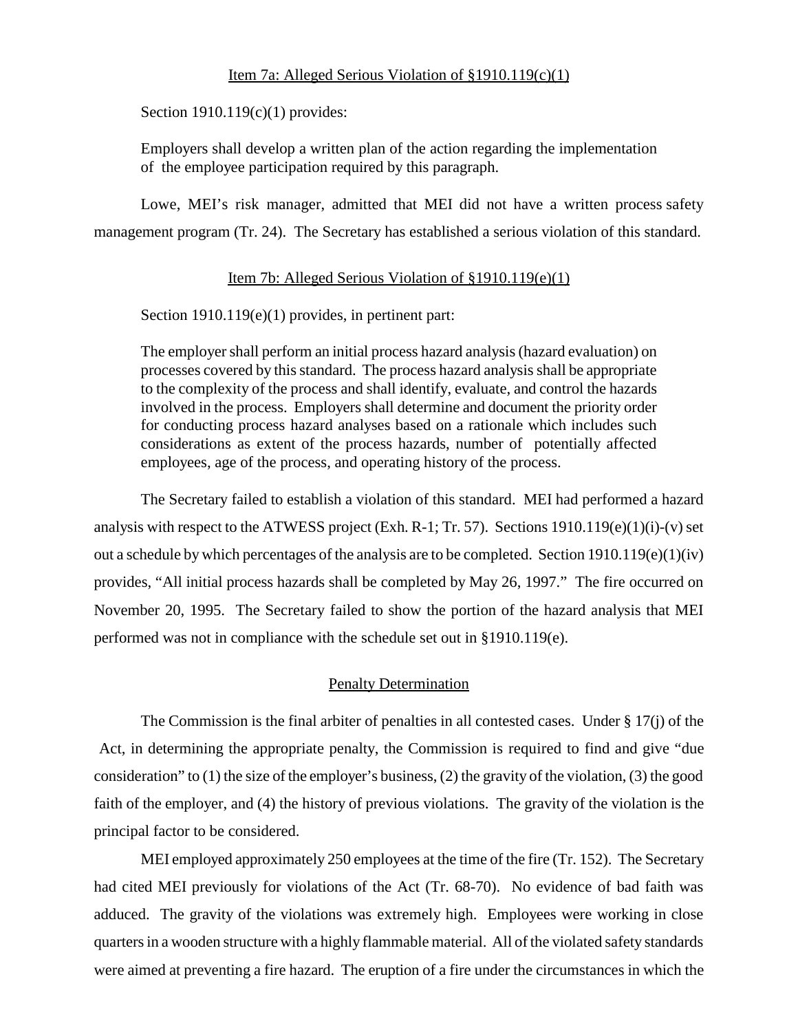Item 7a: Alleged Serious Violation of §1910.119(c)(1)

Section 1910.119(c)(1) provides:

> Employers shall develop a written plan of the action regarding the implementation of the employee participation required by this paragraph.

Lowe, MEI's risk manager, admitted that MEI did not have a written process safety management program (Tr. 24). The Secretary has established a serious violation of this standard.

Item 7b: Alleged Serious Violation of §1910.119(e)(1)

Section 1910.119(e)(1) provides, in pertinent part:

> The employer shall perform an initial process hazard analysis (hazard evaluation) on processes covered by this standard. The process hazard analysis shall be appropriate to the complexity of the process and shall identify, evaluate, and control the hazards involved in the process. Employers shall determine and document the priority order for conducting process hazard analyses based on a rationale which includes such considerations as extent of the process hazards, number of potentially affected employees, age of the process, and operating history of the process.

The Secretary failed to establish a violation of this standard. MEI had performed a hazard analysis with respect to the ATWESS project (Exh. R-1; Tr. 57). Sections 1910.119(e)(1)(i)-(v) set out a schedule by which percentages of the analysis are to be completed. Section 1910.119(e)(1)(iv) provides, "All initial process hazards shall be completed by May 26, 1997." The fire occurred on November 20, 1995. The Secretary failed to show the portion of the hazard analysis that MEI performed was not in compliance with the schedule set out in §1910.119(e).

Penalty Determination

The Commission is the final arbiter of penalties in all contested cases. Under § 17(j) of the Act, in determining the appropriate penalty, the Commission is required to find and give "due consideration" to (1) the size of the employer's business, (2) the gravity of the violation, (3) the good faith of the employer, and (4) the history of previous violations. The gravity of the violation is the principal factor to be considered.

MEI employed approximately 250 employees at the time of the fire (Tr. 152). The Secretary had cited MEI previously for violations of the Act (Tr. 68-70). No evidence of bad faith was adduced. The gravity of the violations was extremely high. Employees were working in close quarters in a wooden structure with a highly flammable material. All of the violated safety standards were aimed at preventing a fire hazard. The eruption of a fire under the circumstances in which the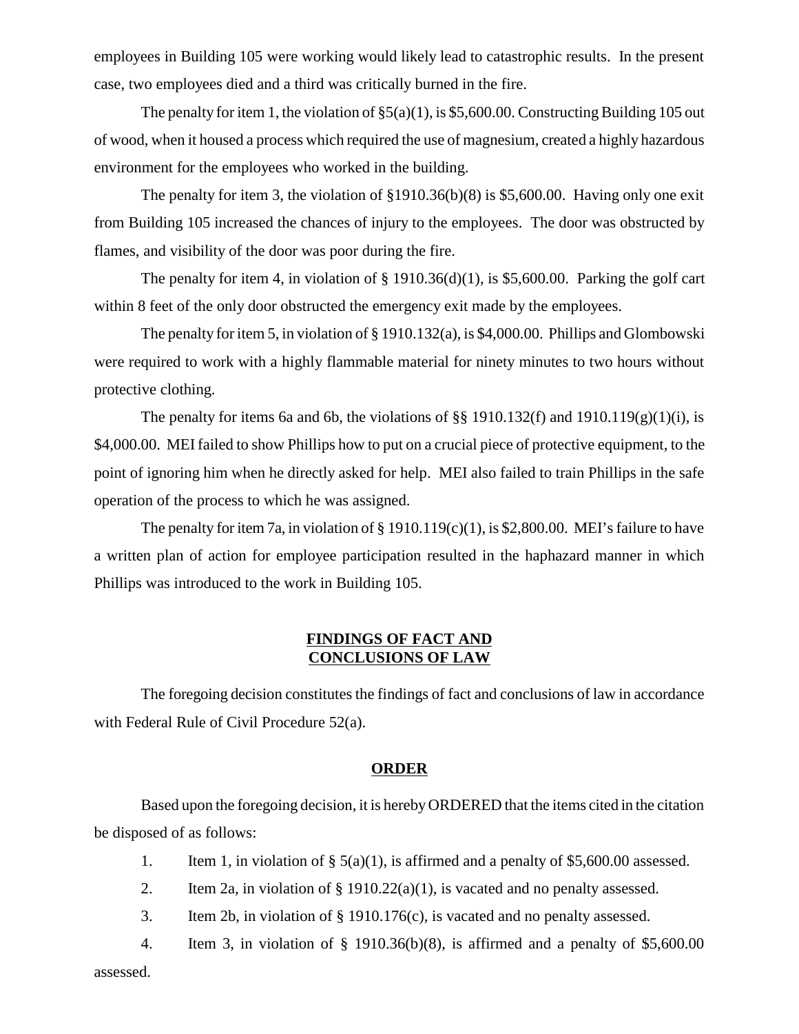employees in Building 105 were working would likely lead to catastrophic results. In the present case, two employees died and a third was critically burned in the fire.

The penalty for item 1, the violation of §5(a)(1), is $5,600.00. Constructing Building 105 out of wood, when it housed a process which required the use of magnesium, created a highly hazardous environment for the employees who worked in the building.

The penalty for item 3, the violation of §1910.36(b)(8) is $5,600.00. Having only one exit from Building 105 increased the chances of injury to the employees. The door was obstructed by flames, and visibility of the door was poor during the fire.

The penalty for item 4, in violation of § 1910.36(d)(1), is $5,600.00. Parking the golf cart within 8 feet of the only door obstructed the emergency exit made by the employees.

The penalty for item 5, in violation of § 1910.132(a), is $4,000.00. Phillips and Glombowski were required to work with a highly flammable material for ninety minutes to two hours without protective clothing.

The penalty for items 6a and 6b, the violations of §§ 1910.132(f) and 1910.119(g)(1)(i), is $4,000.00. MEI failed to show Phillips how to put on a crucial piece of protective equipment, to the point of ignoring him when he directly asked for help. MEI also failed to train Phillips in the safe operation of the process to which he was assigned.

The penalty for item 7a, in violation of § 1910.119(c)(1), is $2,800.00. MEI's failure to have a written plan of action for employee participation resulted in the haphazard manner in which Phillips was introduced to the work in Building 105.

## FINDINGS OF FACT AND CONCLUSIONS OF LAW

The foregoing decision constitutes the findings of fact and conclusions of law in accordance with Federal Rule of Civil Procedure 52(a).

## ORDER

Based upon the foregoing decision, it is hereby ORDERED that the items cited in the citation be disposed of as follows:

1. Item 1, in violation of § 5(a)(1), is affirmed and a penalty of $5,600.00 assessed.
2. Item 2a, in violation of § 1910.22(a)(1), is vacated and no penalty assessed.
3. Item 2b, in violation of § 1910.176(c), is vacated and no penalty assessed.
4. Item 3, in violation of § 1910.36(b)(8), is affirmed and a penalty of $5,600.00 assessed.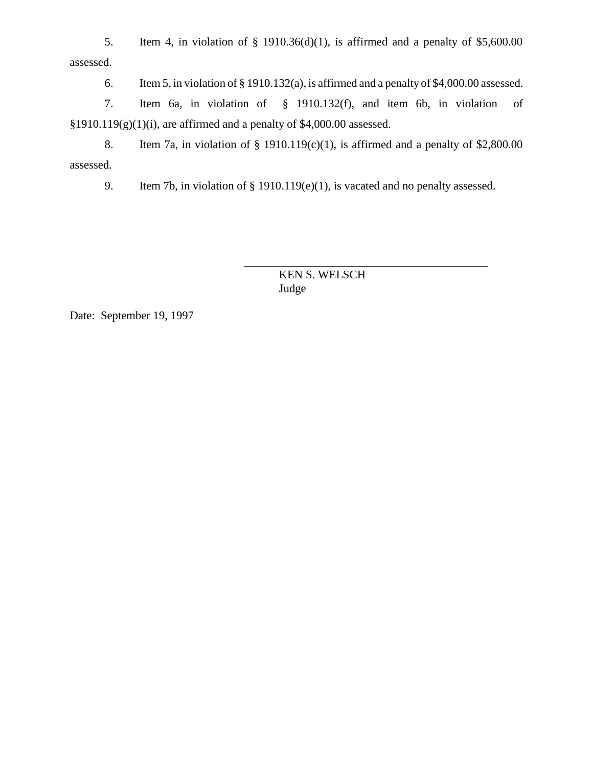5. Item 4, in violation of § 1910.36(d)(1), is affirmed and a penalty of $5,600.00 assessed.

6. Item 5, in violation of § 1910.132(a), is affirmed and a penalty of $4,000.00 assessed.

7. Item 6a, in violation of § 1910.132(f), and item 6b, in violation of §1910.119(g)(1)(i), are affirmed and a penalty of $4,000.00 assessed.

8. Item 7a, in violation of § 1910.119(c)(1), is affirmed and a penalty of $2,800.00 assessed.

9. Item 7b, in violation of § 1910.119(e)(1), is vacated and no penalty assessed.

KEN S. WELSCH
Judge

Date: September 19, 1997